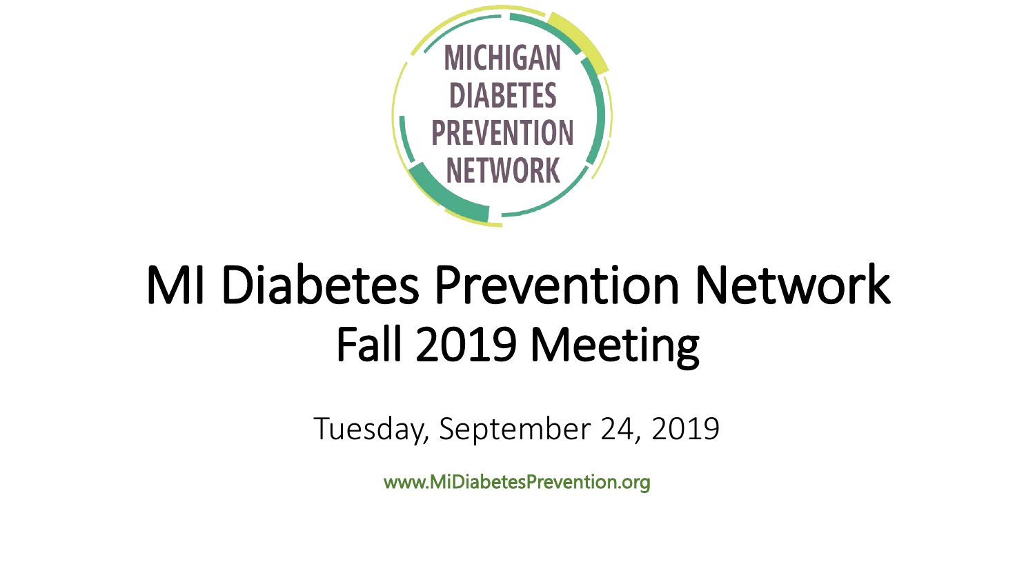MICHIGAN DIABETES PREVENTION NETWORK

# MI Diabetes Prevention Network
## Fall 2019 Meeting

Tuesday, September 24, 2019

www.MiDiabetesPrevention.org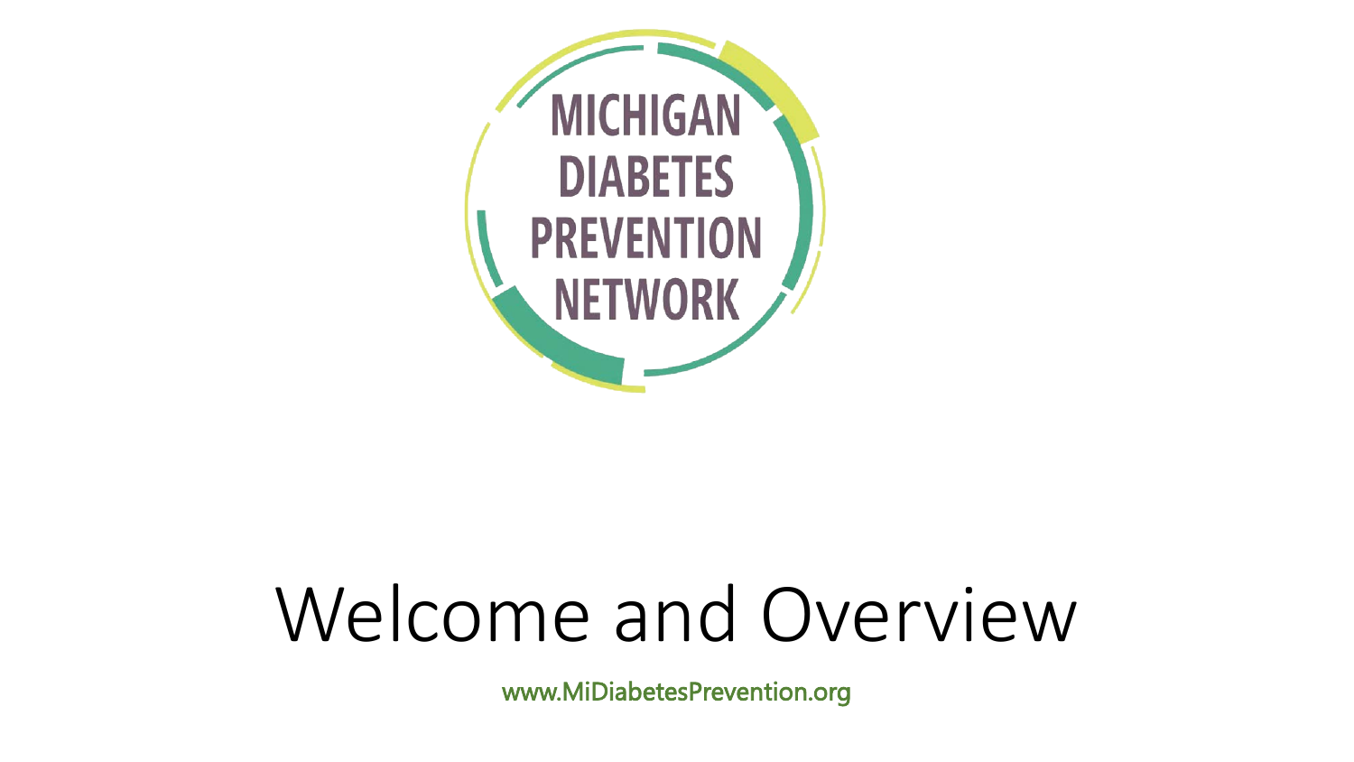MICHIGAN DIABETES PREVENTION NETWORK

# Welcome and Overview

www.MiDiabetesPrevention.org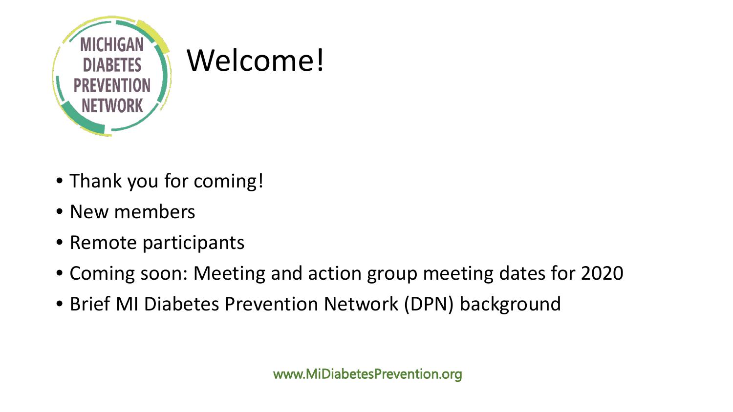# Welcome!

- Thank you for coming!
- New members
- Remote participants
- Coming soon: Meeting and action group meeting dates for 2020
- Brief MI Diabetes Prevention Network (DPN) background

www.MiDiabetesPrevention.org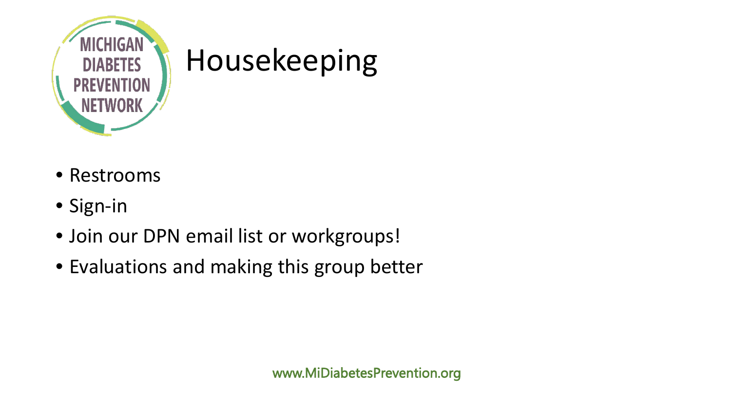# Housekeeping

- Restrooms
- Sign-in
- Join our DPN email list or workgroups!
- Evaluations and making this group better

www.MiDiabetesPrevention.org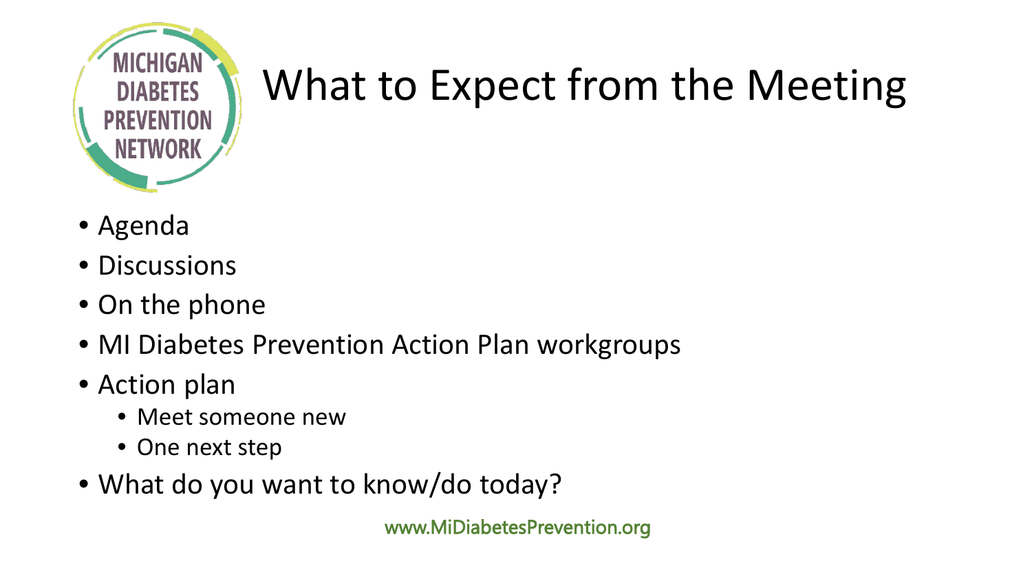MICHIGAN DIABETES PREVENTION NETWORK

# What to Expect from the Meeting

- Agenda
- Discussions
- On the phone
- MI Diabetes Prevention Action Plan workgroups
- Action plan
  - Meet someone new
  - One next step
- What do you want to know/do today?

www.MiDiabetesPrevention.org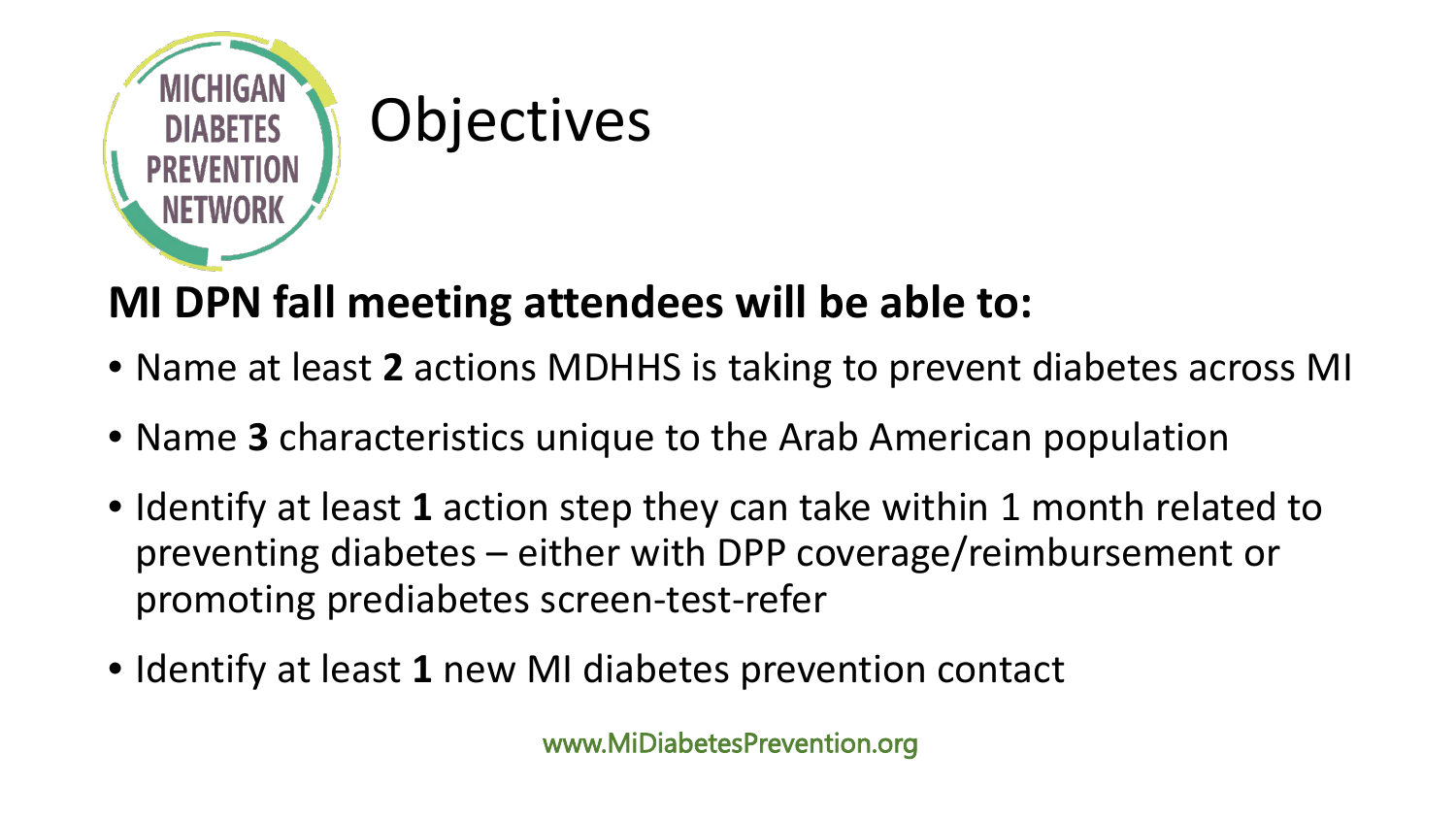# Objectives

**MI DPN fall meeting attendees will be able to:**

- Name at least **2** actions MDHHS is taking to prevent diabetes across MI
- Name **3** characteristics unique to the Arab American population
- Identify at least **1** action step they can take within 1 month related to preventing diabetes – either with DPP coverage/reimbursement or promoting prediabetes screen-test-refer
- Identify at least **1** new MI diabetes prevention contact

www.MiDiabetesPrevention.org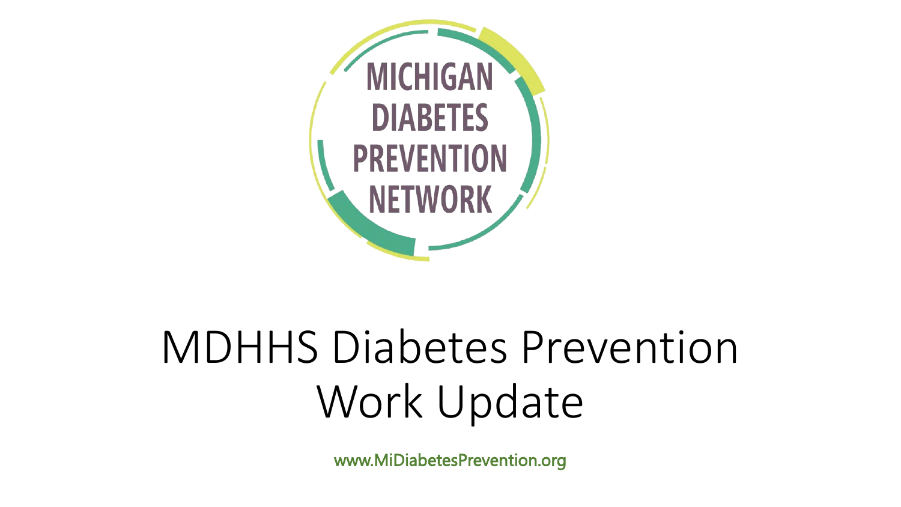MICHIGAN DIABETES PREVENTION NETWORK

# MDHHS Diabetes Prevention Work Update

www.MiDiabetesPrevention.org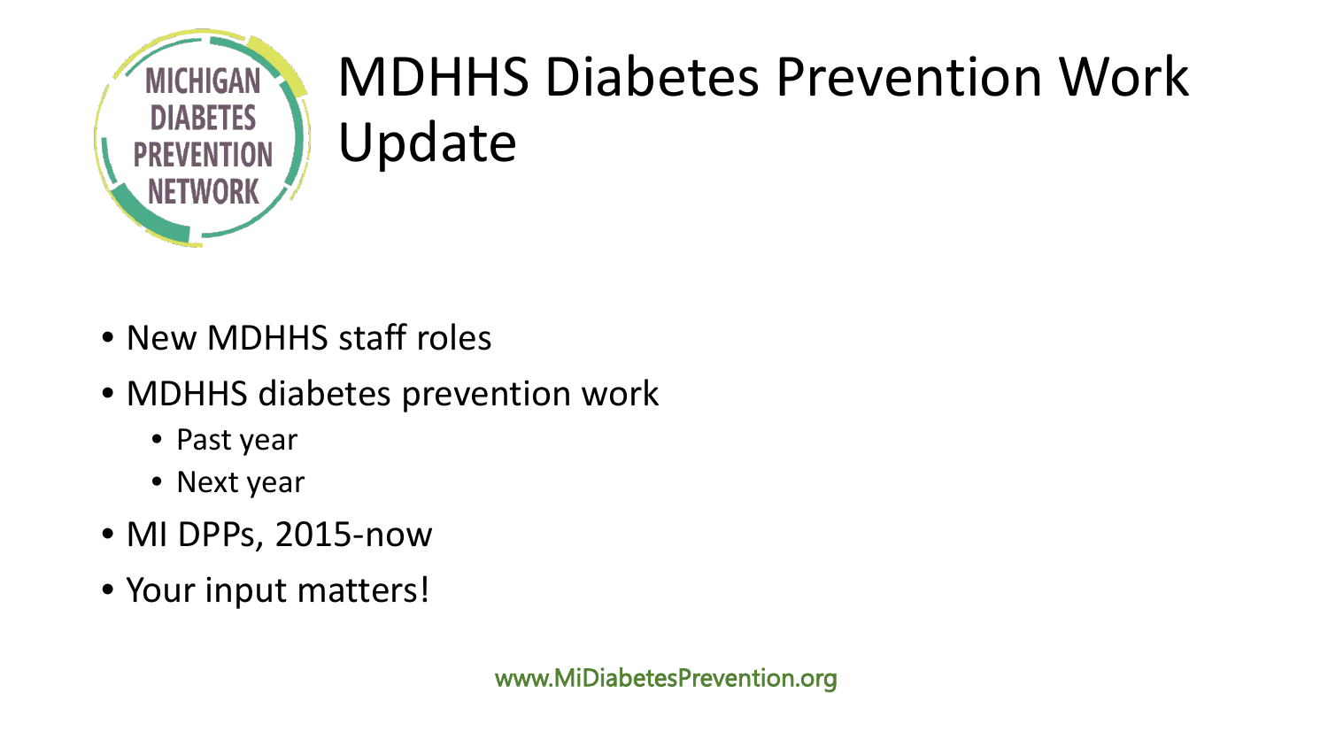# MDHHS Diabetes Prevention Work Update

- New MDHHS staff roles
- MDHHS diabetes prevention work
  - Past year
  - Next year
- MI DPPs, 2015-now
- Your input matters!

www.MiDiabetesPrevention.org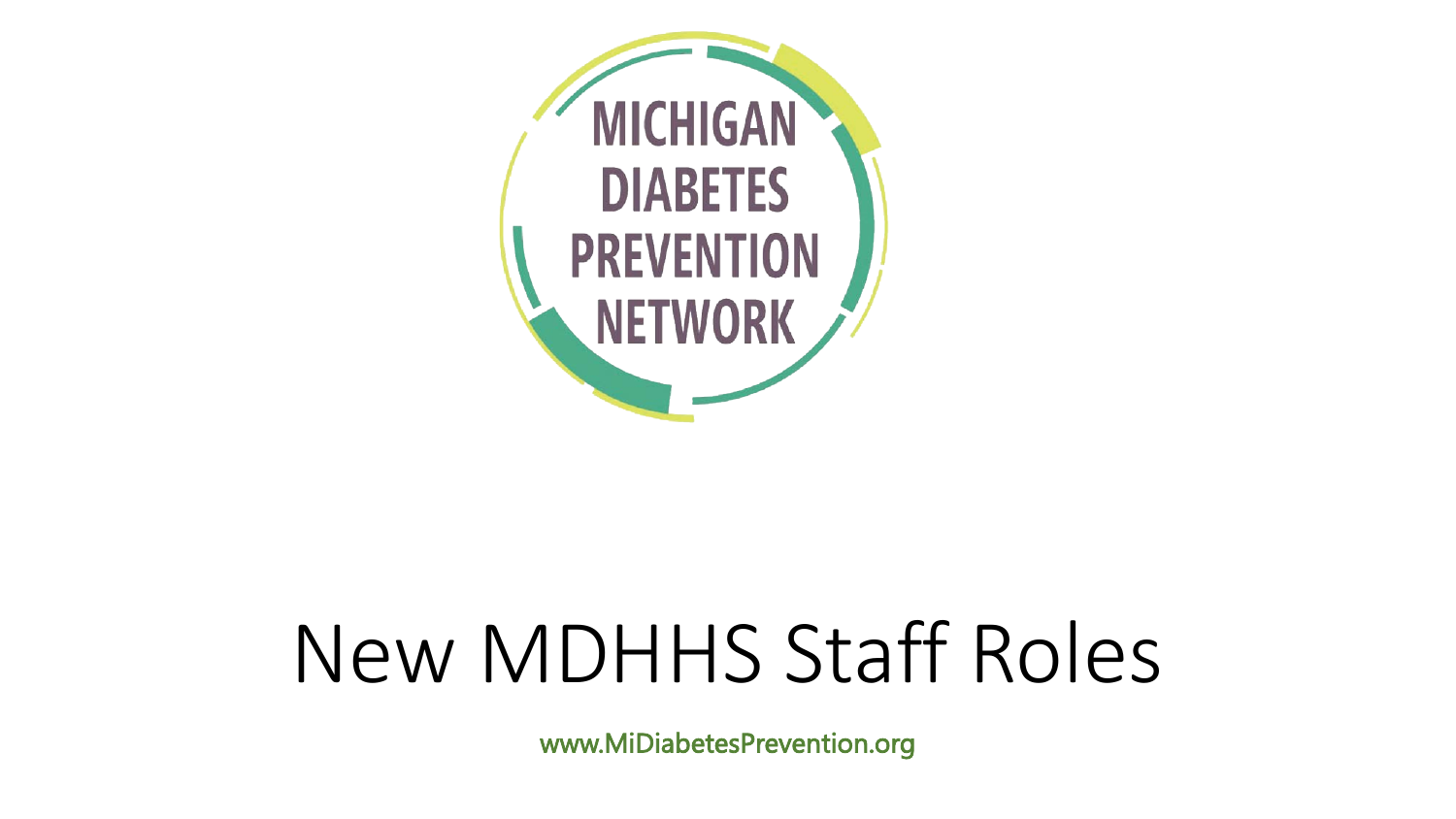MICHIGAN DIABETES PREVENTION NETWORK

# New MDHHS Staff Roles

www.MiDiabetesPrevention.org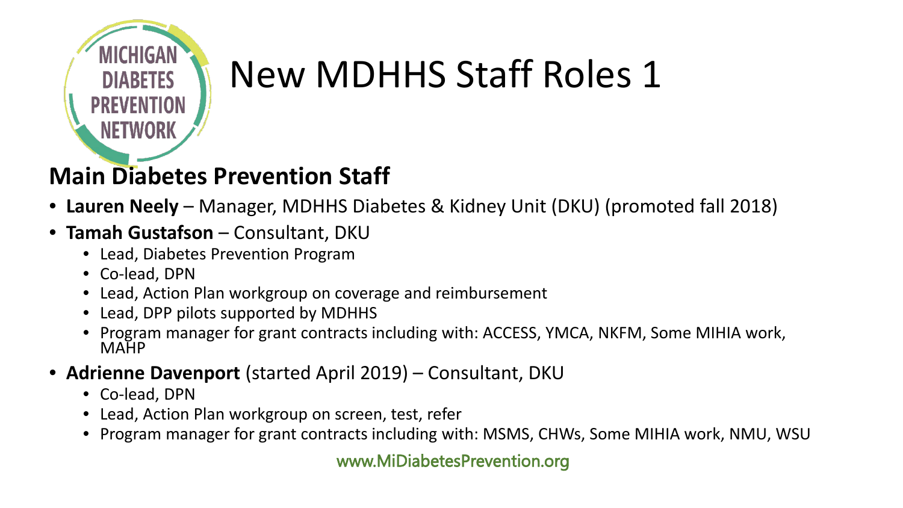# New MDHHS Staff Roles 1

## Main Diabetes Prevention Staff

- **Lauren Neely** – Manager, MDHHS Diabetes & Kidney Unit (DKU) (promoted fall 2018)
- **Tamah Gustafson** – Consultant, DKU
  - Lead, Diabetes Prevention Program
  - Co-lead, DPN
  - Lead, Action Plan workgroup on coverage and reimbursement
  - Lead, DPP pilots supported by MDHHS
  - Program manager for grant contracts including with: ACCESS, YMCA, NKFM, Some MIHIA work, MAHP
- **Adrienne Davenport** (started April 2019) – Consultant, DKU
  - Co-lead, DPN
  - Lead, Action Plan workgroup on screen, test, refer
  - Program manager for grant contracts including with: MSMS, CHWs, Some MIHIA work, NMU, WSU

www.MiDiabetesPrevention.org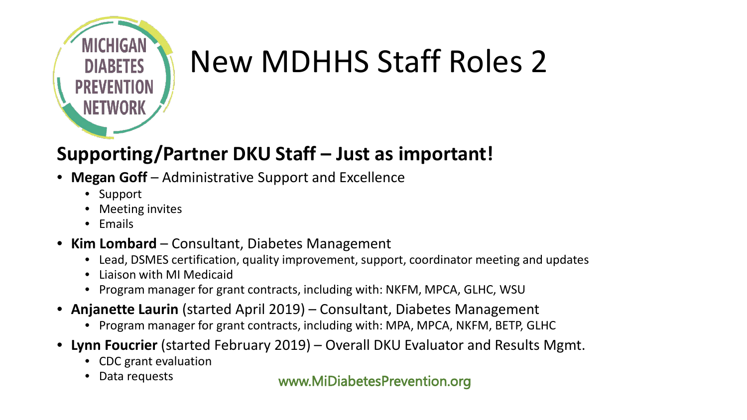# New MDHHS Staff Roles 2

## Supporting/Partner DKU Staff – Just as important!

- **Megan Goff** – Administrative Support and Excellence
  - Support
  - Meeting invites
  - Emails
- **Kim Lombard** – Consultant, Diabetes Management
  - Lead, DSMES certification, quality improvement, support, coordinator meeting and updates
  - Liaison with MI Medicaid
  - Program manager for grant contracts, including with: NKFM, MPCA, GLHC, WSU
- **Anjanette Laurin** (started April 2019) – Consultant, Diabetes Management
  - Program manager for grant contracts, including with: MPA, MPCA, NKFM, BETP, GLHC
- **Lynn Foucrier** (started February 2019) – Overall DKU Evaluator and Results Mgmt.
  - CDC grant evaluation
  - Data requests

www.MiDiabetesPrevention.org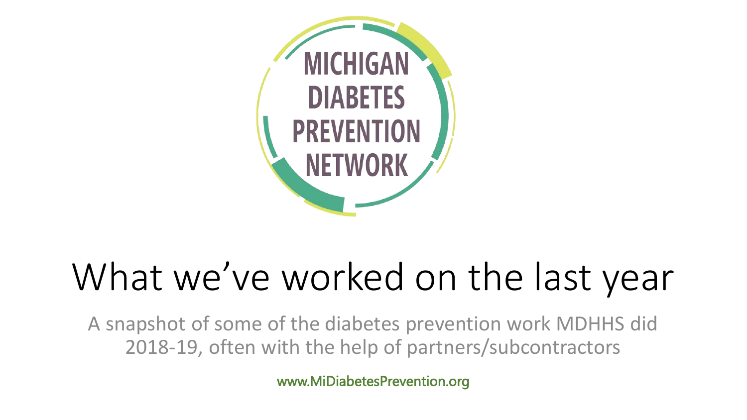MICHIGAN DIABETES PREVENTION NETWORK

# What we've worked on the last year

A snapshot of some of the diabetes prevention work MDHHS did 2018-19, often with the help of partners/subcontractors

www.MiDiabetesPrevention.org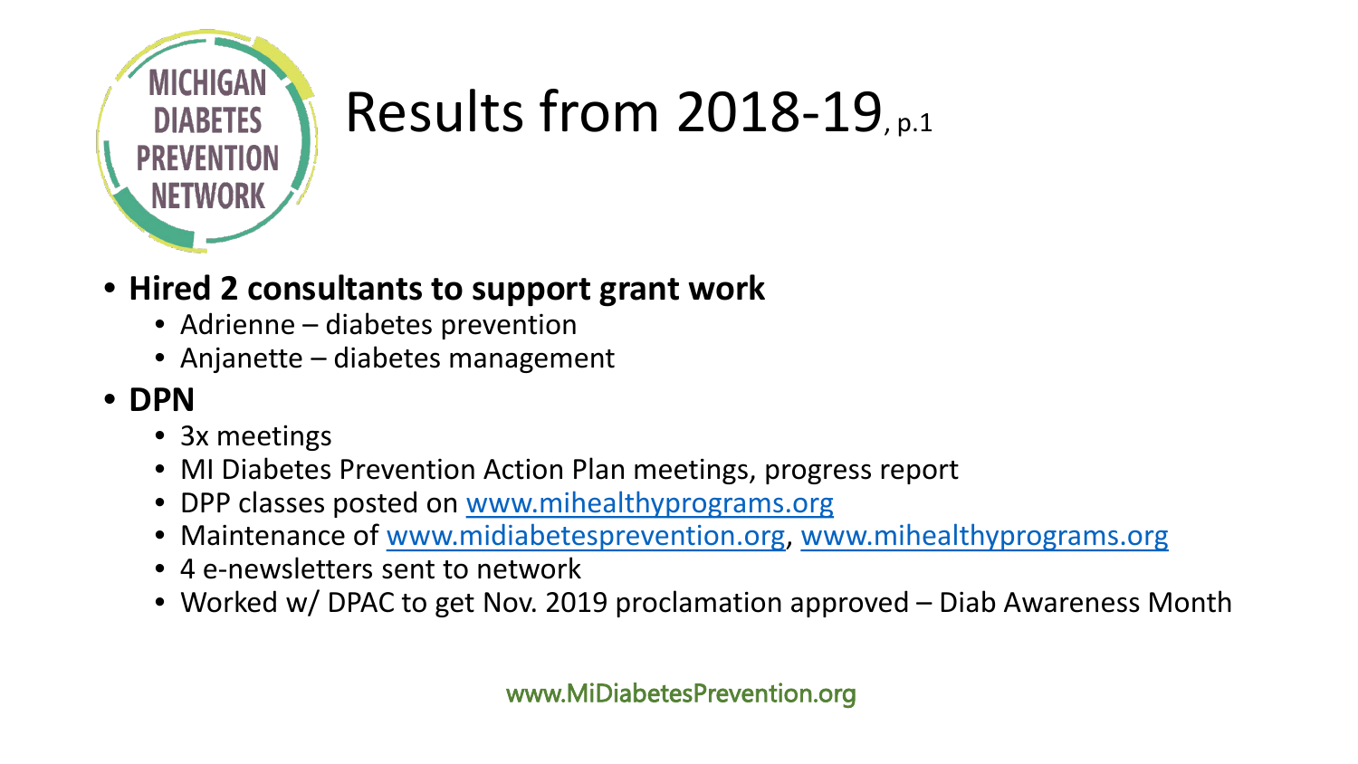# Results from 2018-19, p.1

- **Hired 2 consultants to support grant work**
  - Adrienne – diabetes prevention
  - Anjanette – diabetes management
- **DPN**
  - 3x meetings
  - MI Diabetes Prevention Action Plan meetings, progress report
  - DPP classes posted on www.mihealthyprograms.org
  - Maintenance of www.midiabetesprevention.org, www.mihealthyprograms.org
  - 4 e-newsletters sent to network
  - Worked w/ DPAC to get Nov. 2019 proclamation approved – Diab Awareness Month

www.MiDiabetesPrevention.org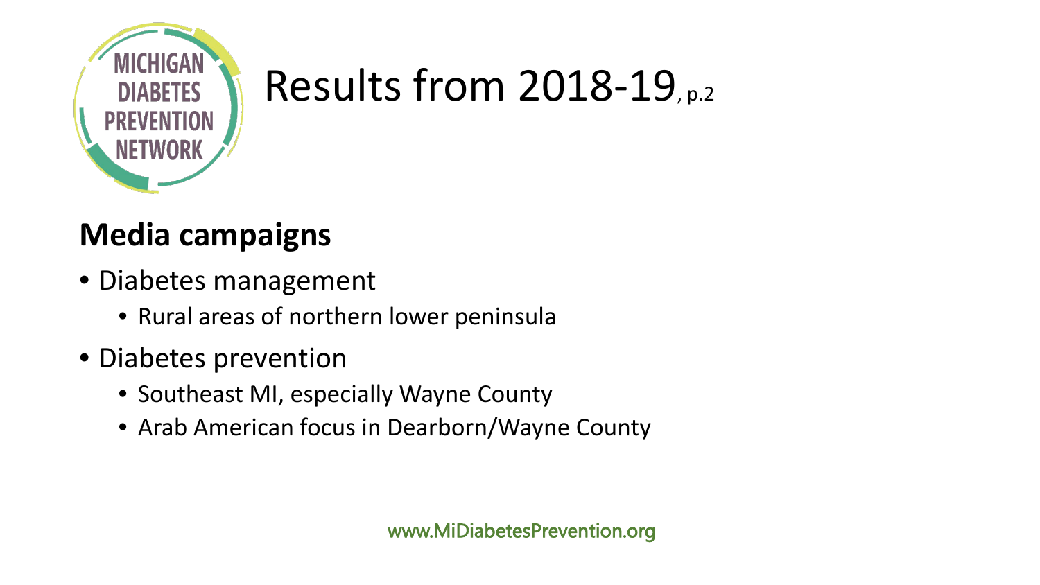# Results from 2018-19, p.2

**Media campaigns**

- Diabetes management
  - Rural areas of northern lower peninsula
- Diabetes prevention
  - Southeast MI, especially Wayne County
  - Arab American focus in Dearborn/Wayne County

www.MiDiabetesPrevention.org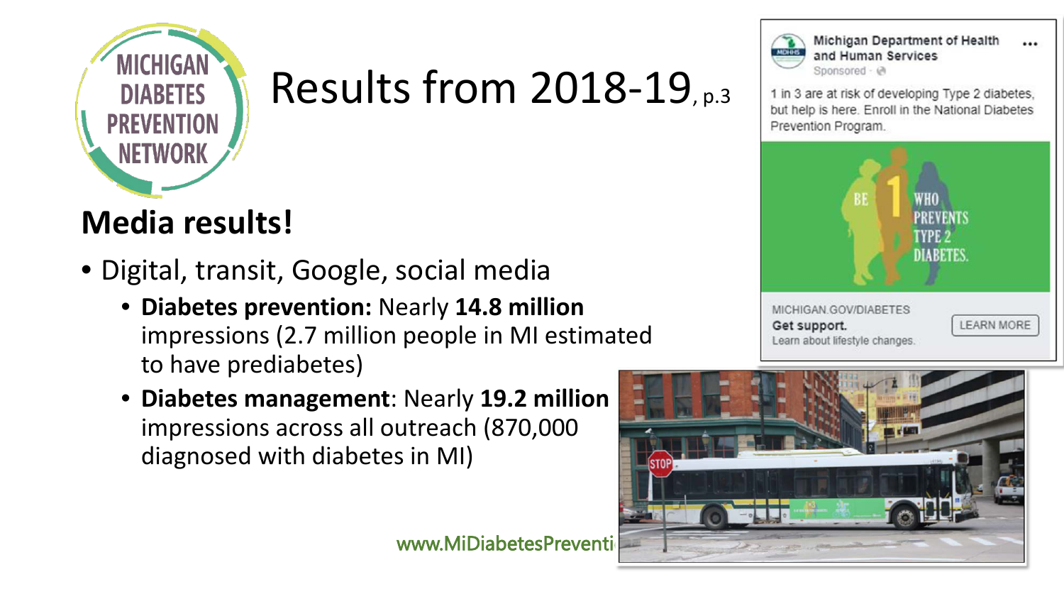# Results from 2018-19, p.3

## Media results!

- Digital, transit, Google, social media
  - **Diabetes prevention:** Nearly **14.8 million** impressions (2.7 million people in MI estimated to have prediabetes)
  - **Diabetes management**: Nearly **19.2 million** impressions across all outreach (870,000 diagnosed with diabetes in MI)

Michigan Department of Health and Human Services
Sponsored

1 in 3 are at risk of developing Type 2 diabetes, but help is here. Enroll in the National Diabetes Prevention Program.

BE 1 WHO PREVENTS TYPE 2 DIABETES.

MICHIGAN.GOV/DIABETES
**Get support.**
Learn about lifestyle changes.
LEARN MORE

www.MiDiabetesPreventi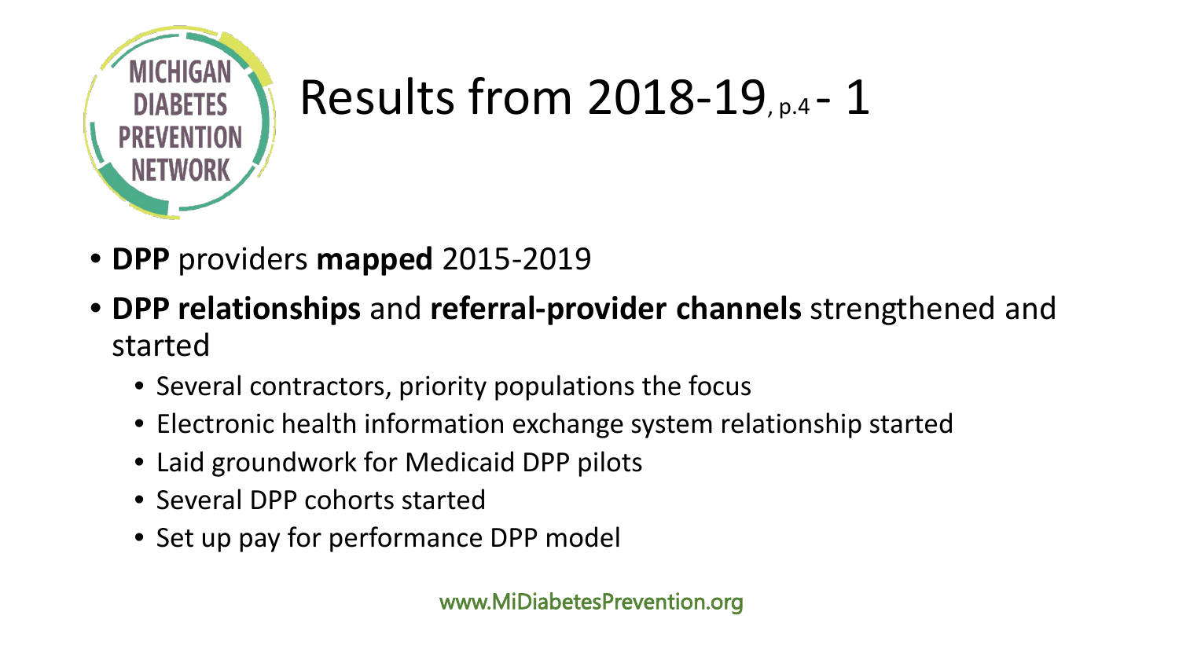# Results from 2018-19, p.4 - 1

- **DPP** providers **mapped** 2015-2019
- **DPP relationships** and **referral-provider channels** strengthened and started
  - Several contractors, priority populations the focus
  - Electronic health information exchange system relationship started
  - Laid groundwork for Medicaid DPP pilots
  - Several DPP cohorts started
  - Set up pay for performance DPP model

www.MiDiabetesPrevention.org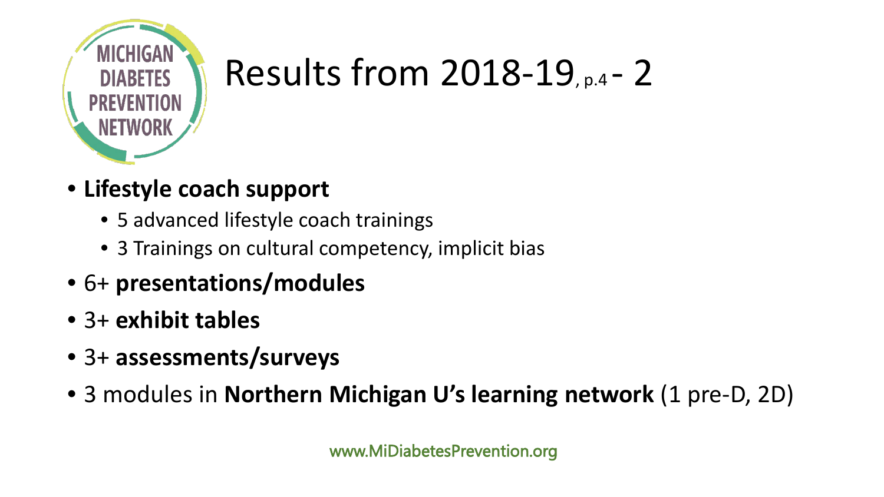# Results from 2018-19, p.4 - 2

- **Lifestyle coach support**
  - 5 advanced lifestyle coach trainings
  - 3 Trainings on cultural competency, implicit bias
- 6+ **presentations/modules**
- 3+ **exhibit tables**
- 3+ **assessments/surveys**
- 3 modules in **Northern Michigan U's learning network** (1 pre-D, 2D)

www.MiDiabetesPrevention.org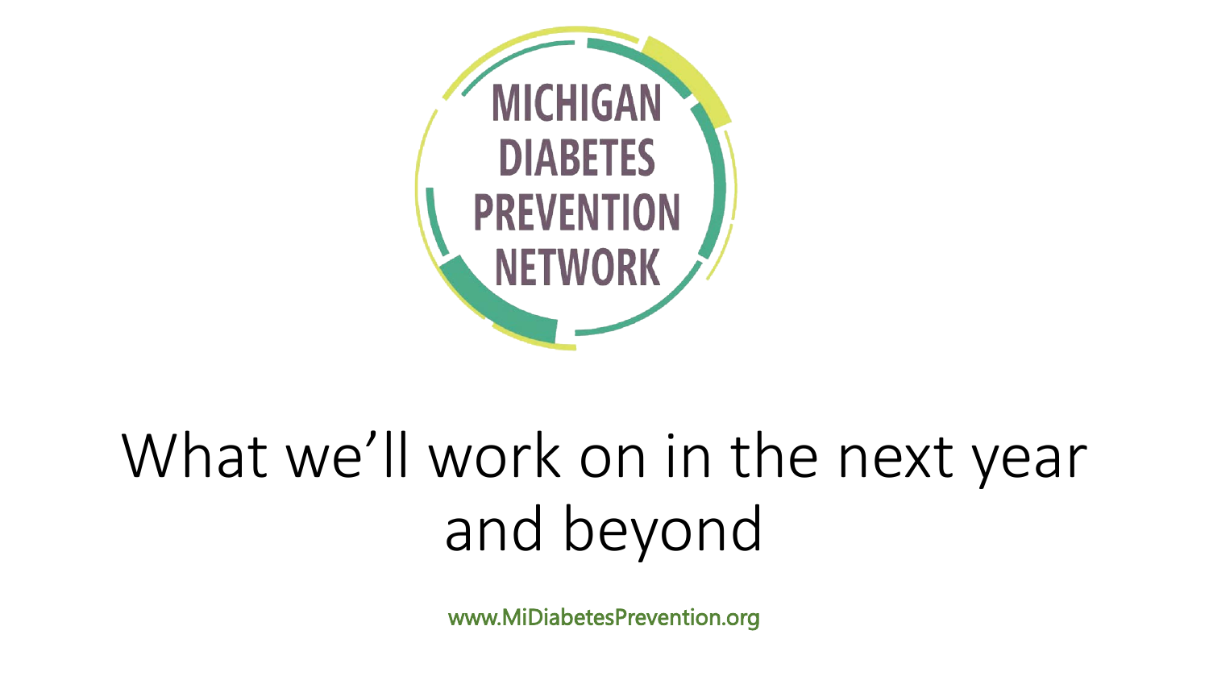MICHIGAN DIABETES PREVENTION NETWORK

# What we'll work on in the next year and beyond

www.MiDiabetesPrevention.org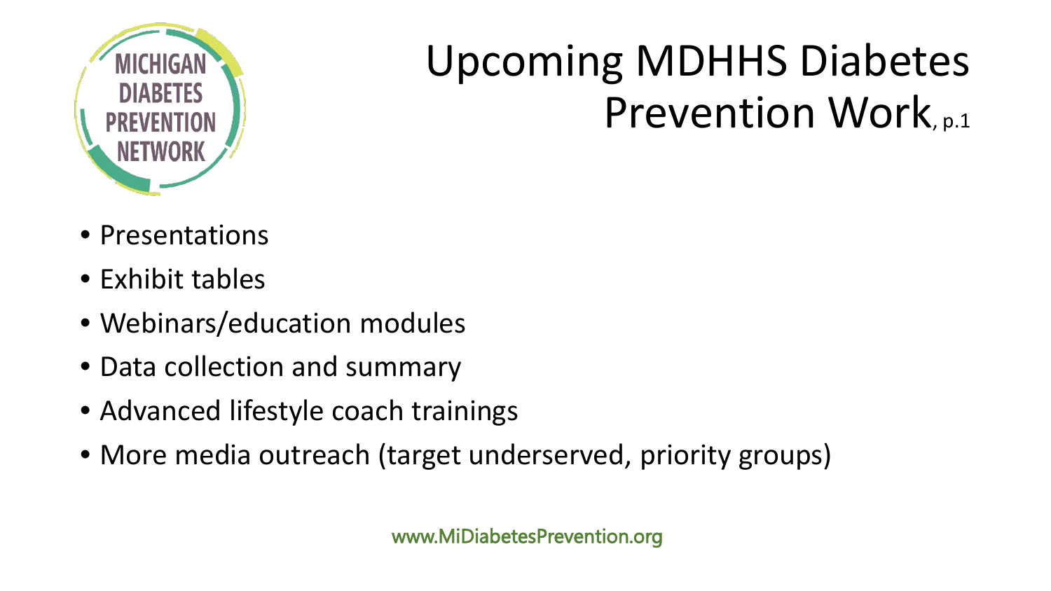# Upcoming MDHHS Diabetes Prevention Work, p.1

- Presentations
- Exhibit tables
- Webinars/education modules
- Data collection and summary
- Advanced lifestyle coach trainings
- More media outreach (target underserved, priority groups)

www.MiDiabetesPrevention.org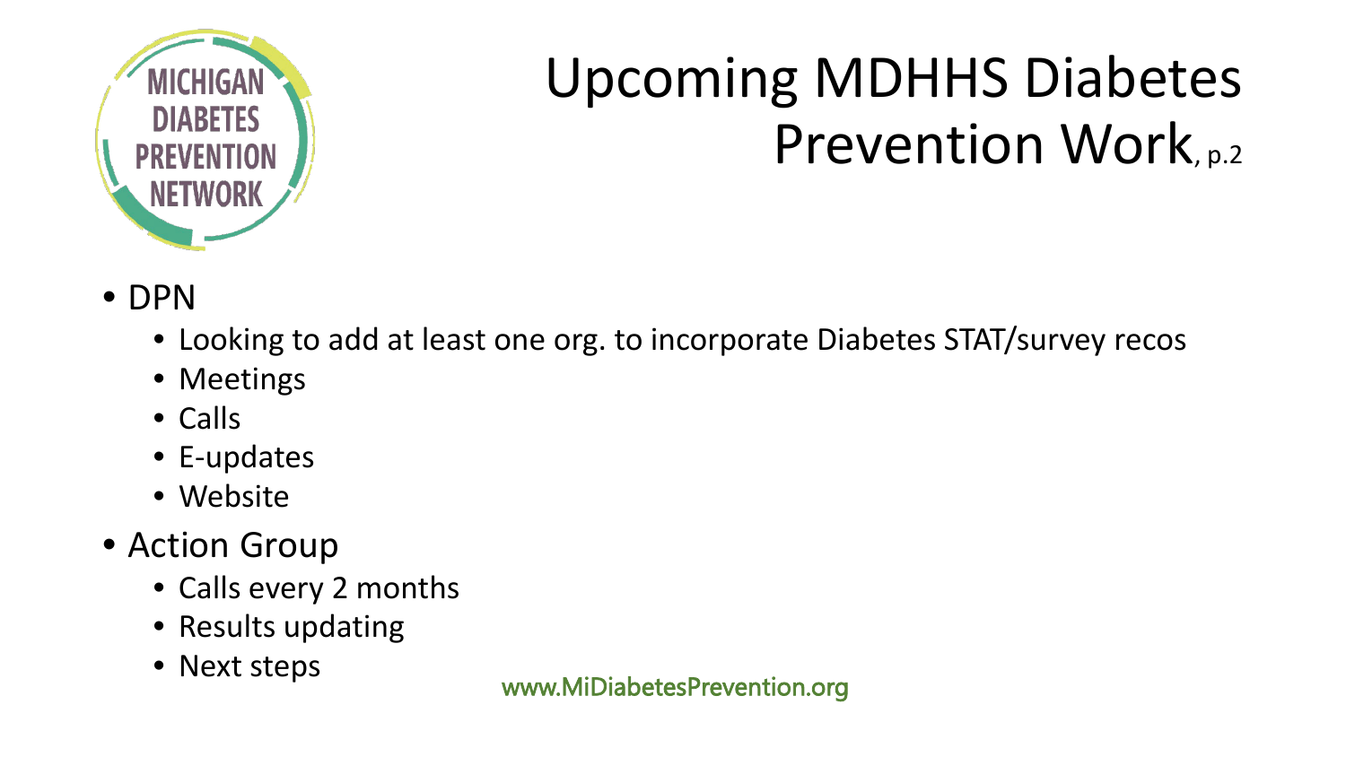# Upcoming MDHHS Diabetes Prevention Work, p.2

- DPN
  - Looking to add at least one org. to incorporate Diabetes STAT/survey recos
  - Meetings
  - Calls
  - E-updates
  - Website
- Action Group
  - Calls every 2 months
  - Results updating
  - Next steps

www.MiDiabetesPrevention.org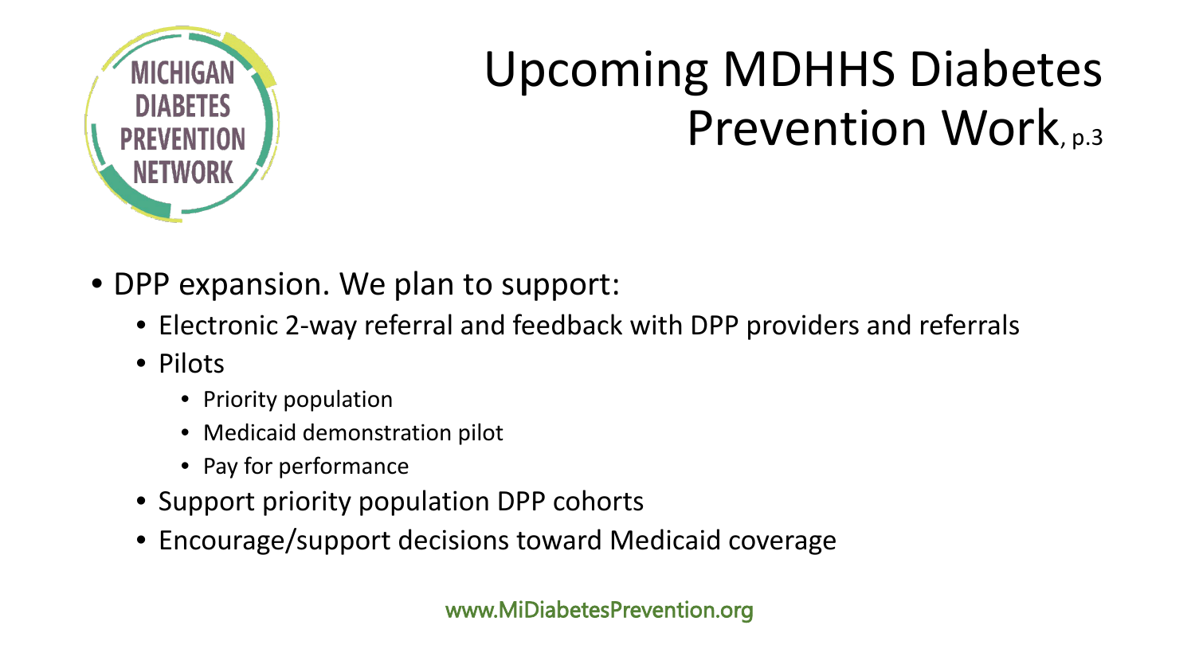# Upcoming MDHHS Diabetes Prevention Work, p.3

- DPP expansion. We plan to support:
  - Electronic 2-way referral and feedback with DPP providers and referrals
  - Pilots
    - Priority population
    - Medicaid demonstration pilot
    - Pay for performance
  - Support priority population DPP cohorts
  - Encourage/support decisions toward Medicaid coverage

www.MiDiabetesPrevention.org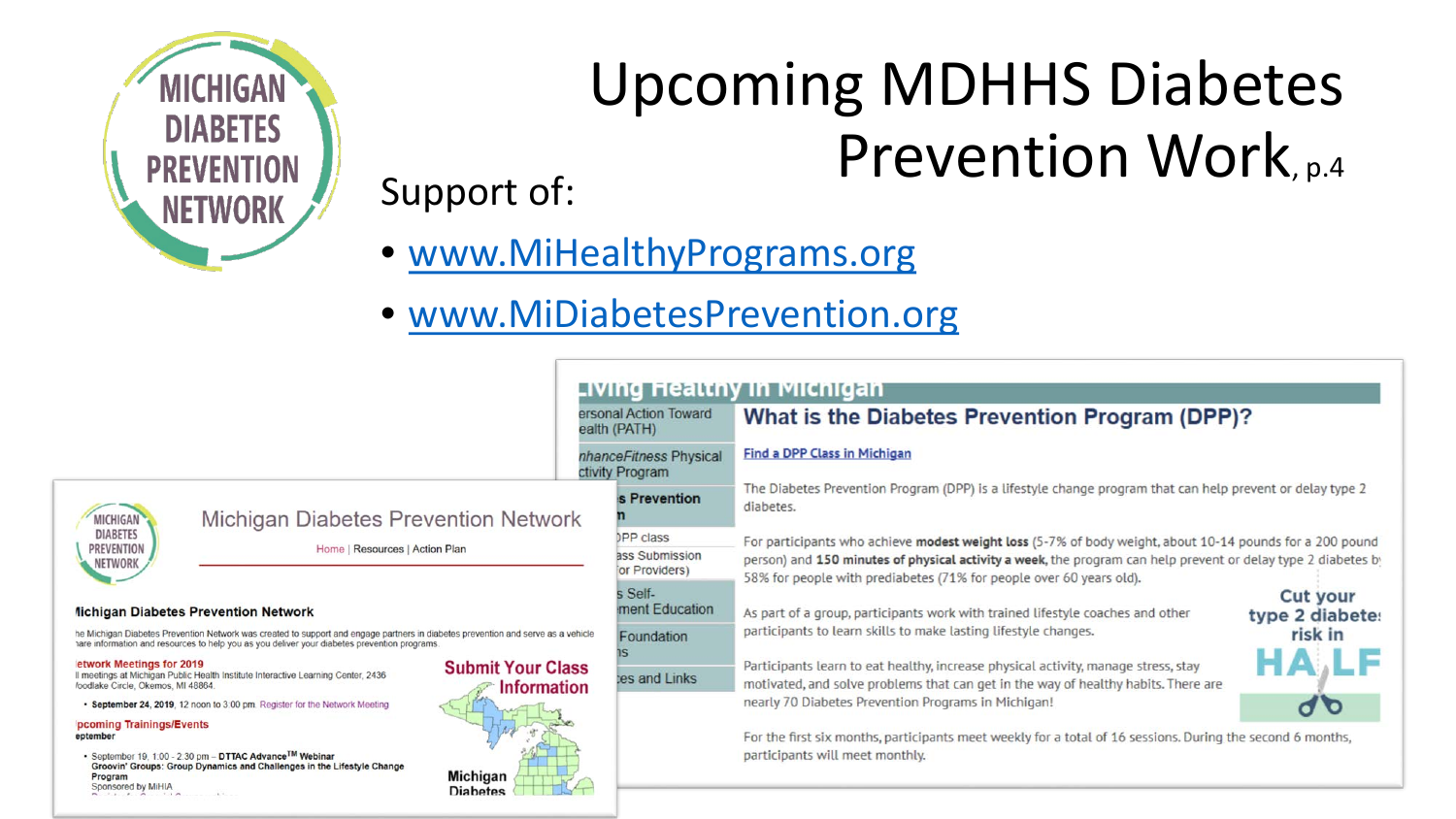# Upcoming MDHHS Diabetes Prevention Work, p.4

Support of:

- www.MiHealthyPrograms.org
- www.MiDiabetesPrevention.org

Living Healthy in Michigan

ersonal Action Toward ealth (PATH)

nhanceFitness Physical ctivity Program

s Prevention n

DPP class

ass Submission for Providers)

s Self- ment Education

Foundation ns

es and Links

## What is the Diabetes Prevention Program (DPP)?

Find a DPP Class in Michigan

The Diabetes Prevention Program (DPP) is a lifestyle change program that can help prevent or delay type 2 diabetes.

For participants who achieve **modest weight loss** (5-7% of body weight, about 10-14 pounds for a 200 pound person) and **150 minutes of physical activity a week**, the program can help prevent or delay type 2 diabetes by 58% for people with prediabetes (71% for people over 60 years old).

As part of a group, participants work with trained lifestyle coaches and other participants to learn skills to make lasting lifestyle changes.

Participants learn to eat healthy, increase physical activity, manage stress, stay motivated, and solve problems that can get in the way of healthy habits. There are nearly 70 Diabetes Prevention Programs in Michigan!

For the first six months, participants meet weekly for a total of 16 sessions. During the second 6 months, participants will meet monthly.

Cut your type 2 diabetes risk in HALF

Michigan Diabetes Prevention Network

Home | Resources | Action Plan

Michigan Diabetes Prevention Network

The Michigan Diabetes Prevention Network was created to support and engage partners in diabetes prevention and serve as a vehicle to share information and resources to help you as you deliver your diabetes prevention programs.

Network Meetings for 2019

All meetings at Michigan Public Health Institute Interactive Learning Center, 2436 Woodlake Circle, Okemos, MI 48864.

- **September 24, 2019**, 12 noon to 3:00 pm. Register for the Network Meeting

Upcoming Trainings/Events

September

- September 19, 1:00 - 2:30 pm – **DTTAC Advance™ Webinar Groovin' Groups: Group Dynamics and Challenges in the Lifestyle Change Program** Sponsored by MiHIA

**Submit Your Class Information**

Michigan Diabetes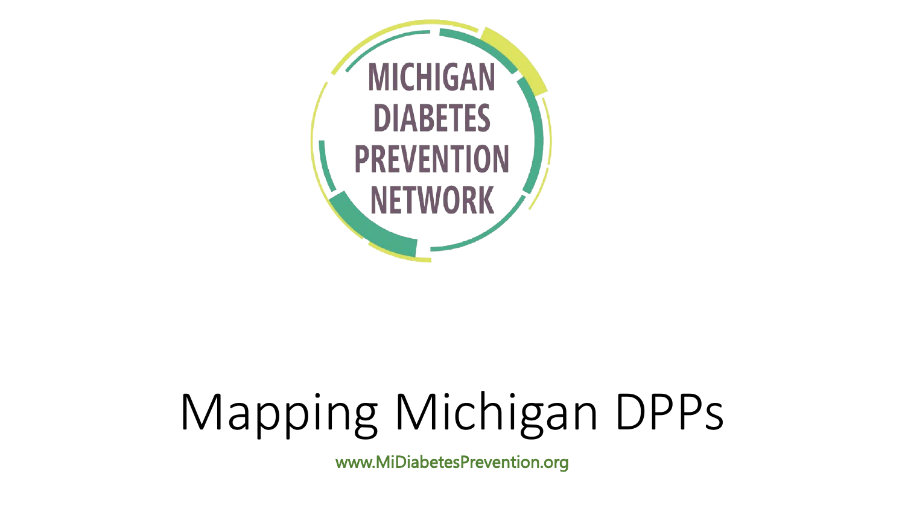MICHIGAN DIABETES PREVENTION NETWORK

# Mapping Michigan DPPs

www.MiDiabetesPrevention.org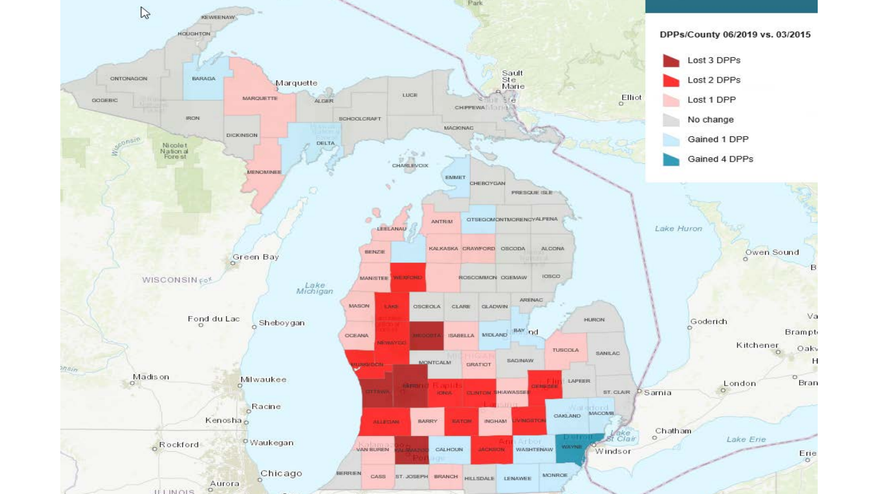**DPPs/County 06/2019 vs. 03/2015**

- Lost 3 DPPs
- Lost 2 DPPs
- Lost 1 DPP
- No change
- Gained 1 DPP
- Gained 4 DPPs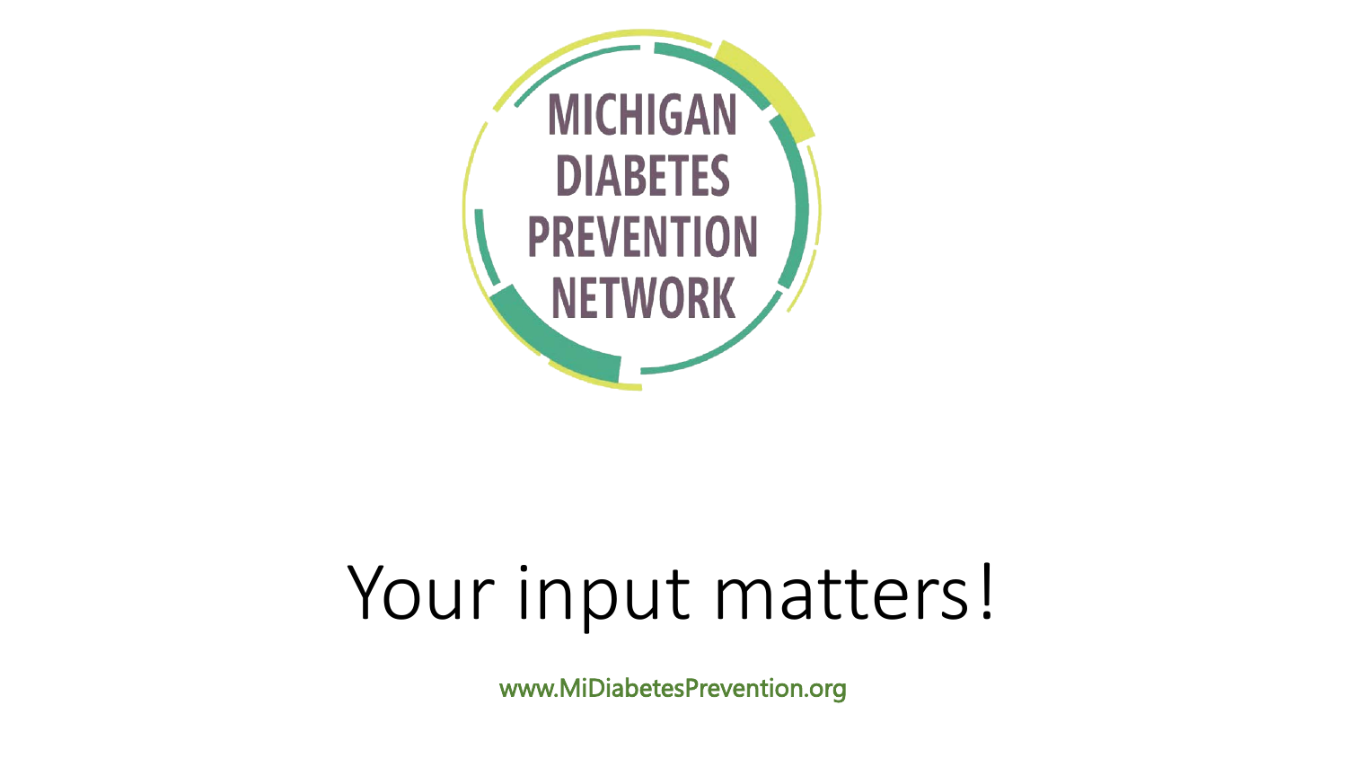MICHIGAN DIABETES PREVENTION NETWORK

# Your input matters!

www.MiDiabetesPrevention.org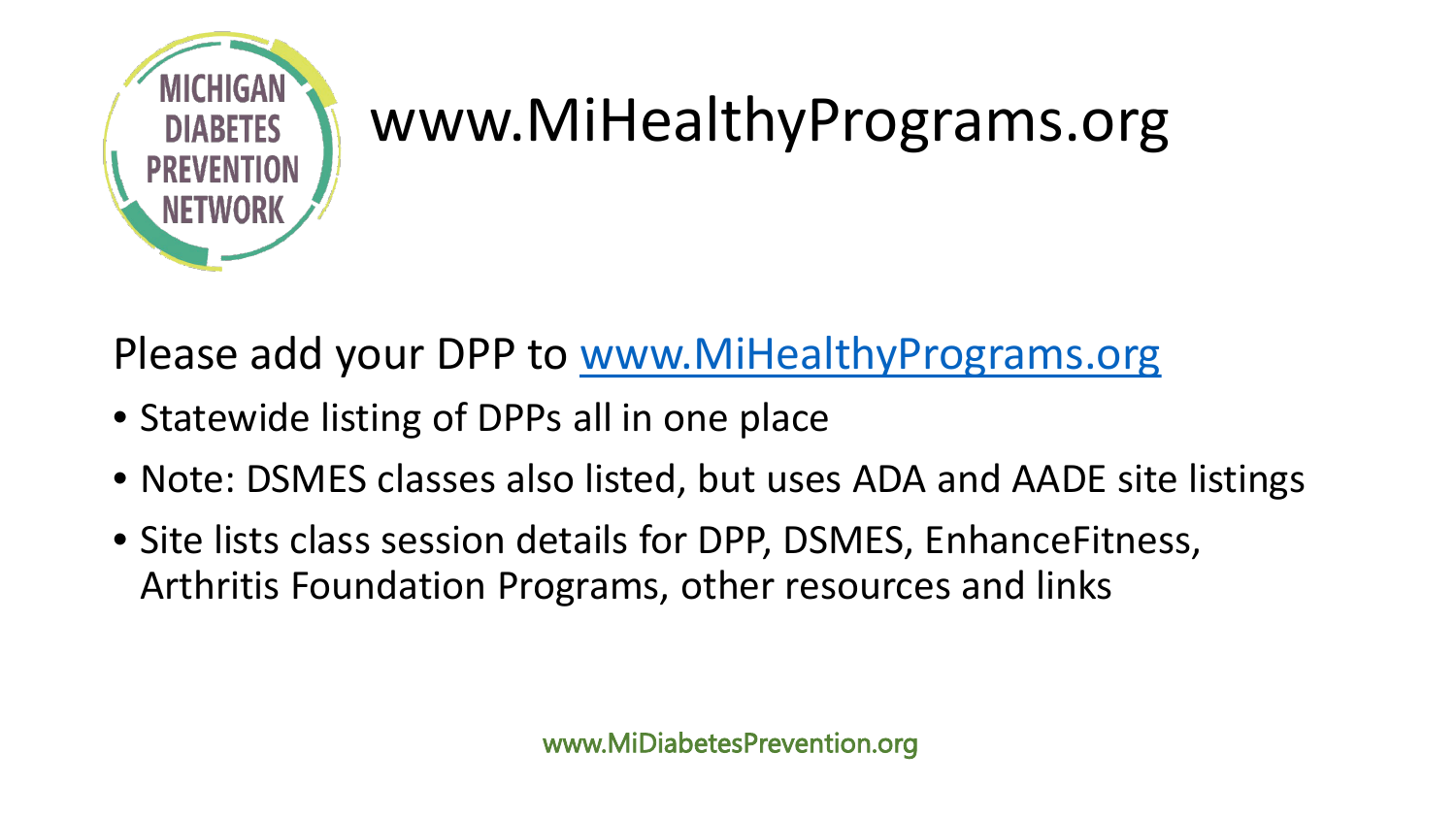# www.MiHealthyPrograms.org

Please add your DPP to [www.MiHealthyPrograms.org](http://www.MiHealthyPrograms.org)

- Statewide listing of DPPs all in one place
- Note: DSMES classes also listed, but uses ADA and AADE site listings
- Site lists class session details for DPP, DSMES, EnhanceFitness, Arthritis Foundation Programs, other resources and links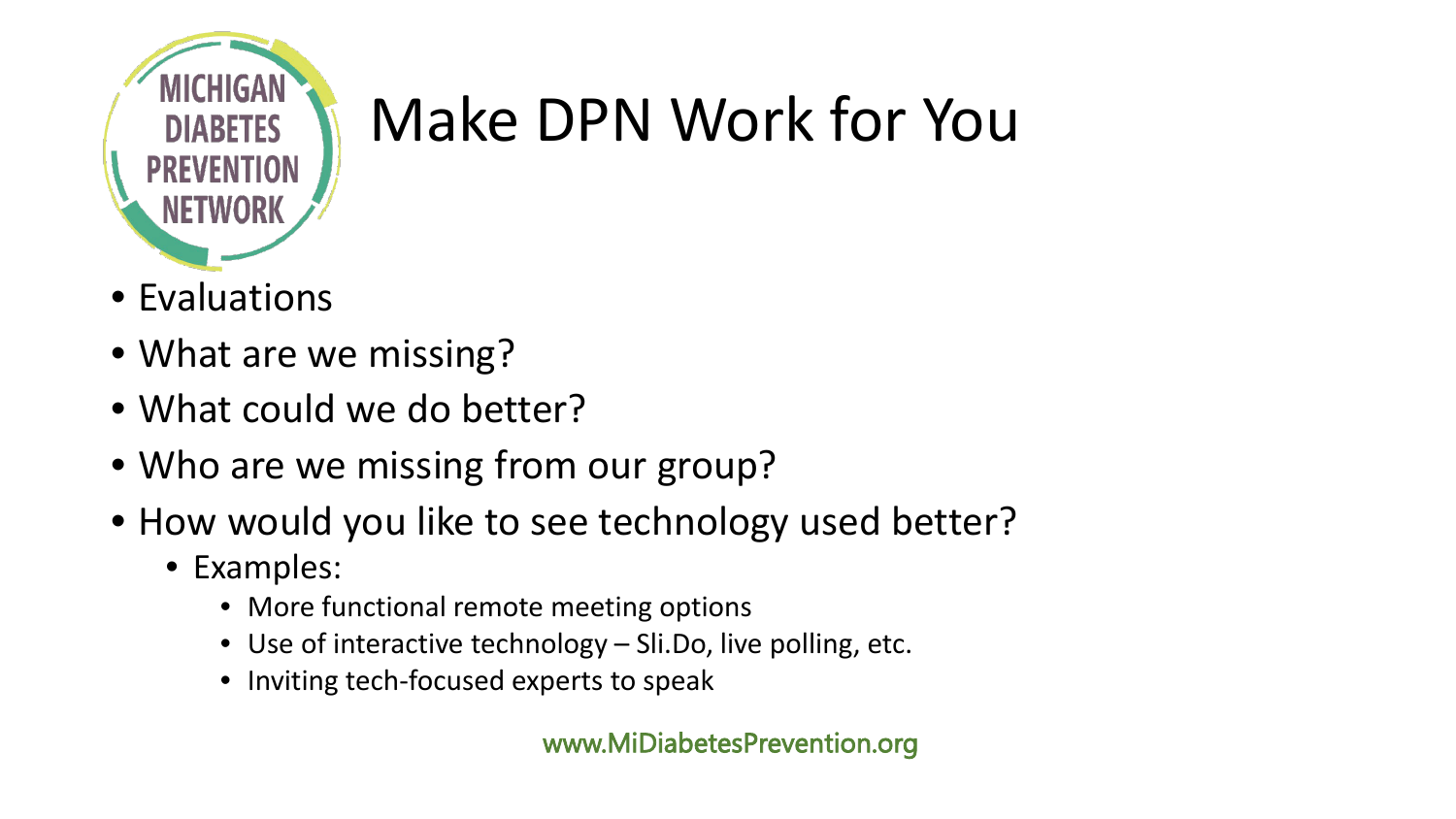# Make DPN Work for You

- Evaluations
- What are we missing?
- What could we do better?
- Who are we missing from our group?
- How would you like to see technology used better?
  - Examples:
    - More functional remote meeting options
    - Use of interactive technology – Sli.Do, live polling, etc.
    - Inviting tech-focused experts to speak

www.MiDiabetesPrevention.org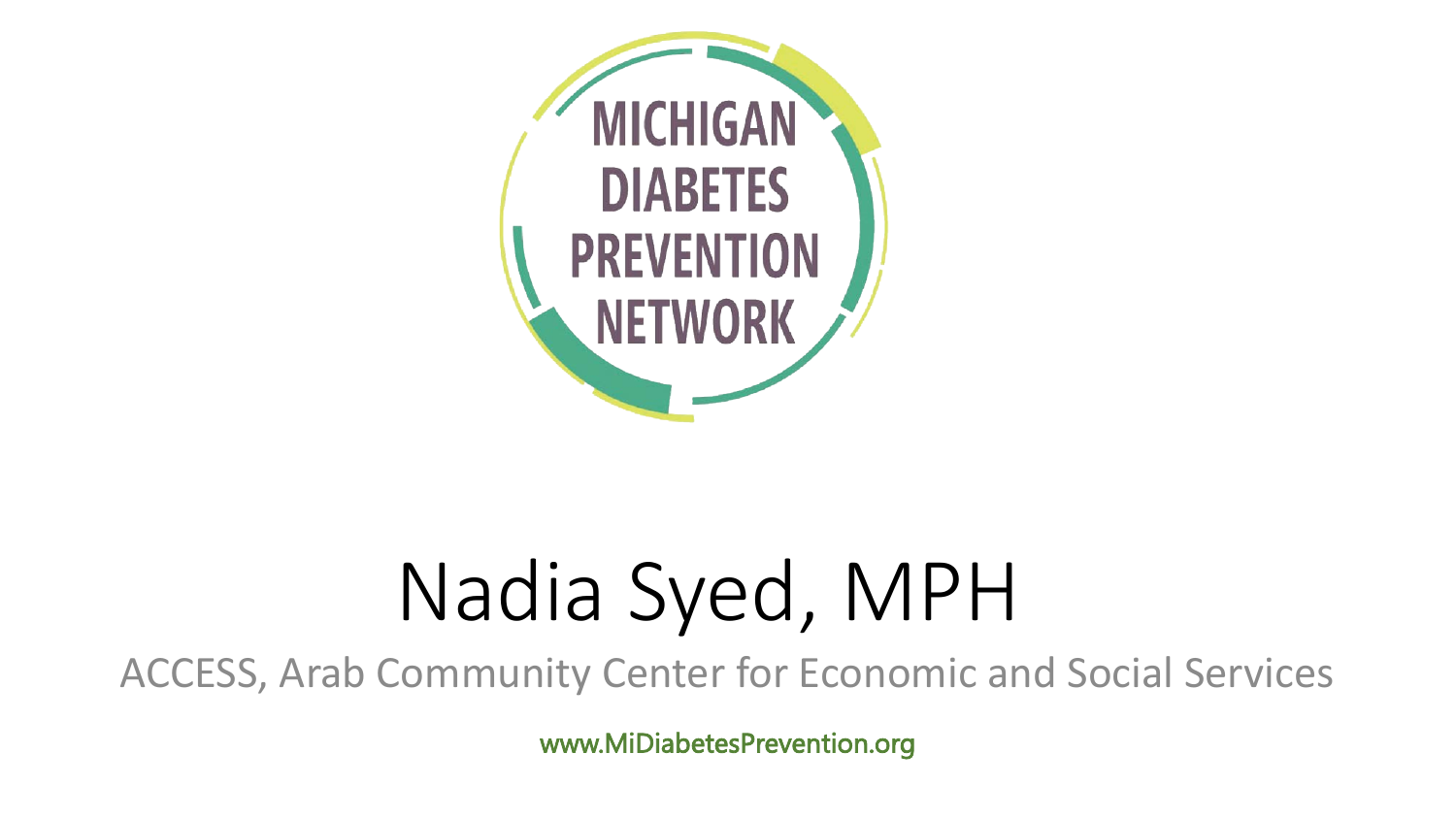MICHIGAN DIABETES PREVENTION NETWORK

# Nadia Syed, MPH

ACCESS, Arab Community Center for Economic and Social Services

www.MiDiabetesPrevention.org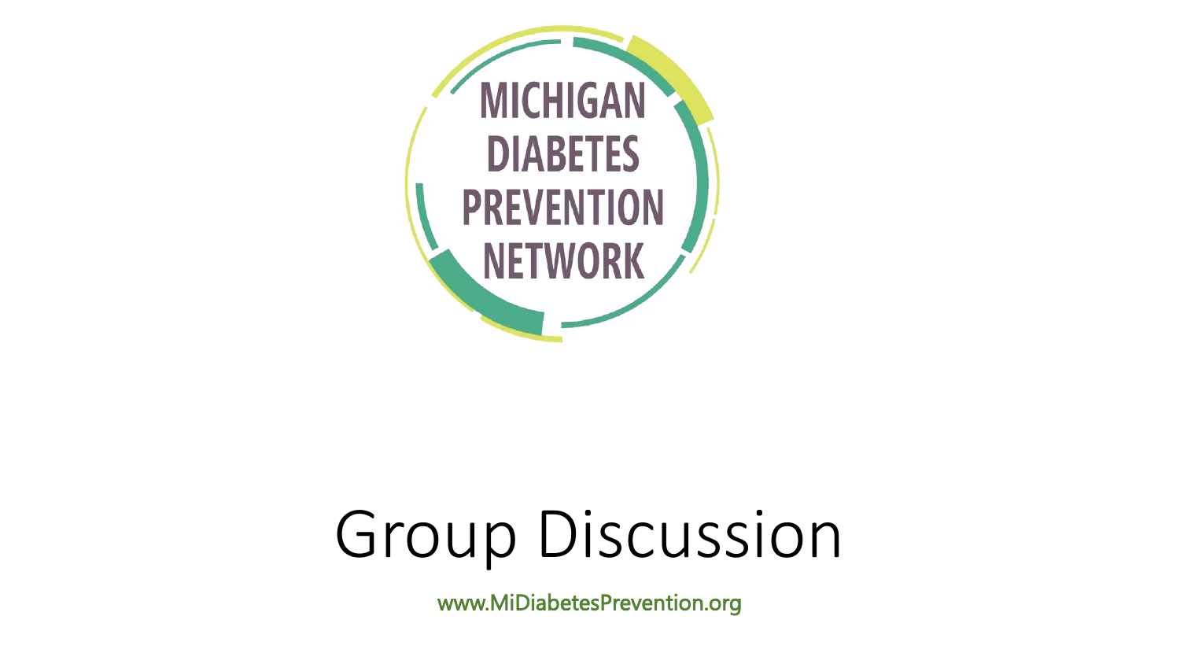MICHIGAN DIABETES PREVENTION NETWORK

# Group Discussion

www.MiDiabetesPrevention.org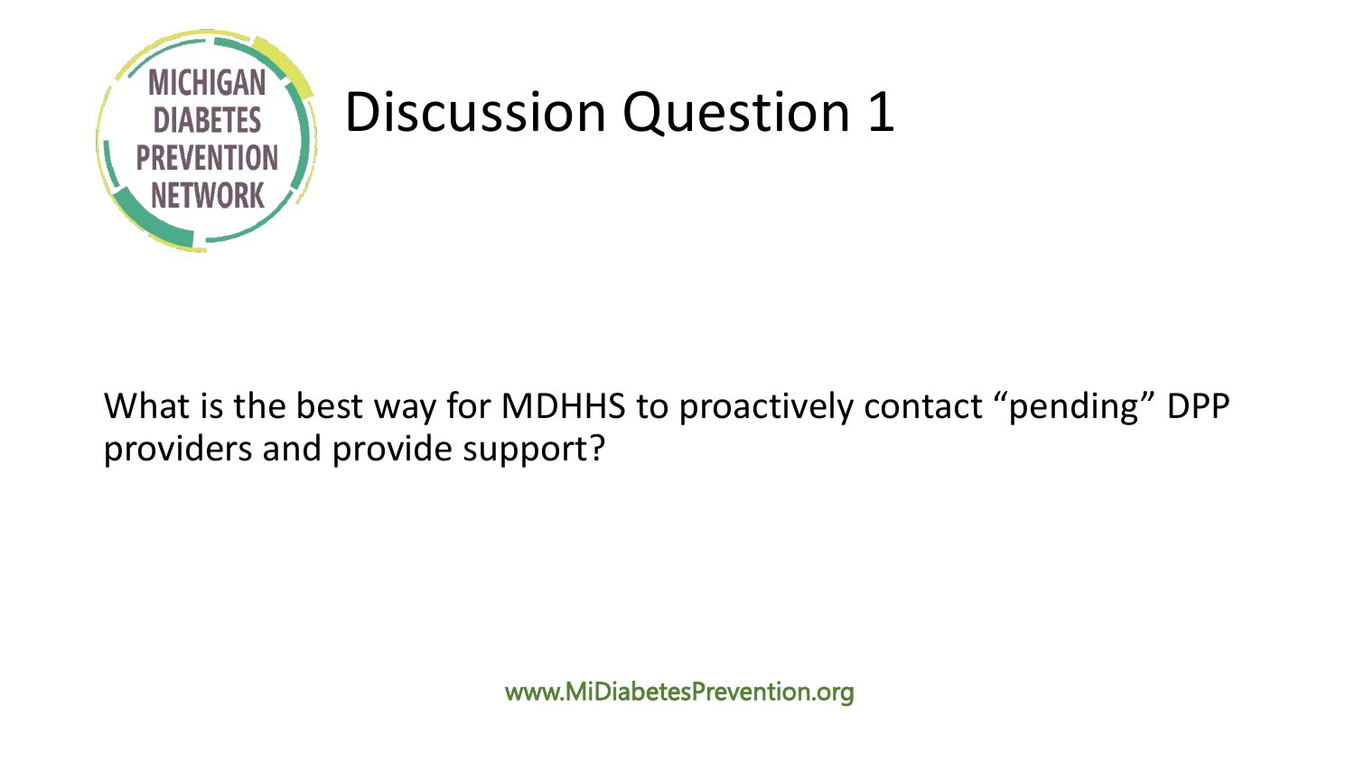# Discussion Question 1

What is the best way for MDHHS to proactively contact "pending" DPP providers and provide support?

www.MiDiabetesPrevention.org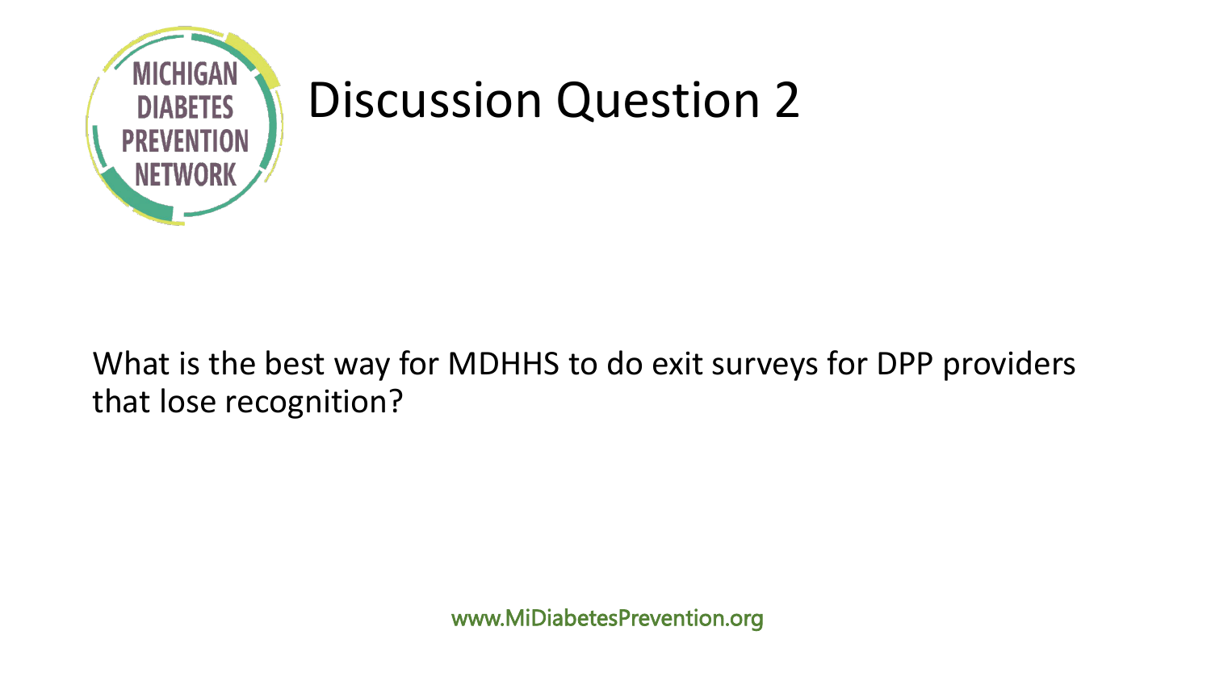# Discussion Question 2

What is the best way for MDHHS to do exit surveys for DPP providers that lose recognition?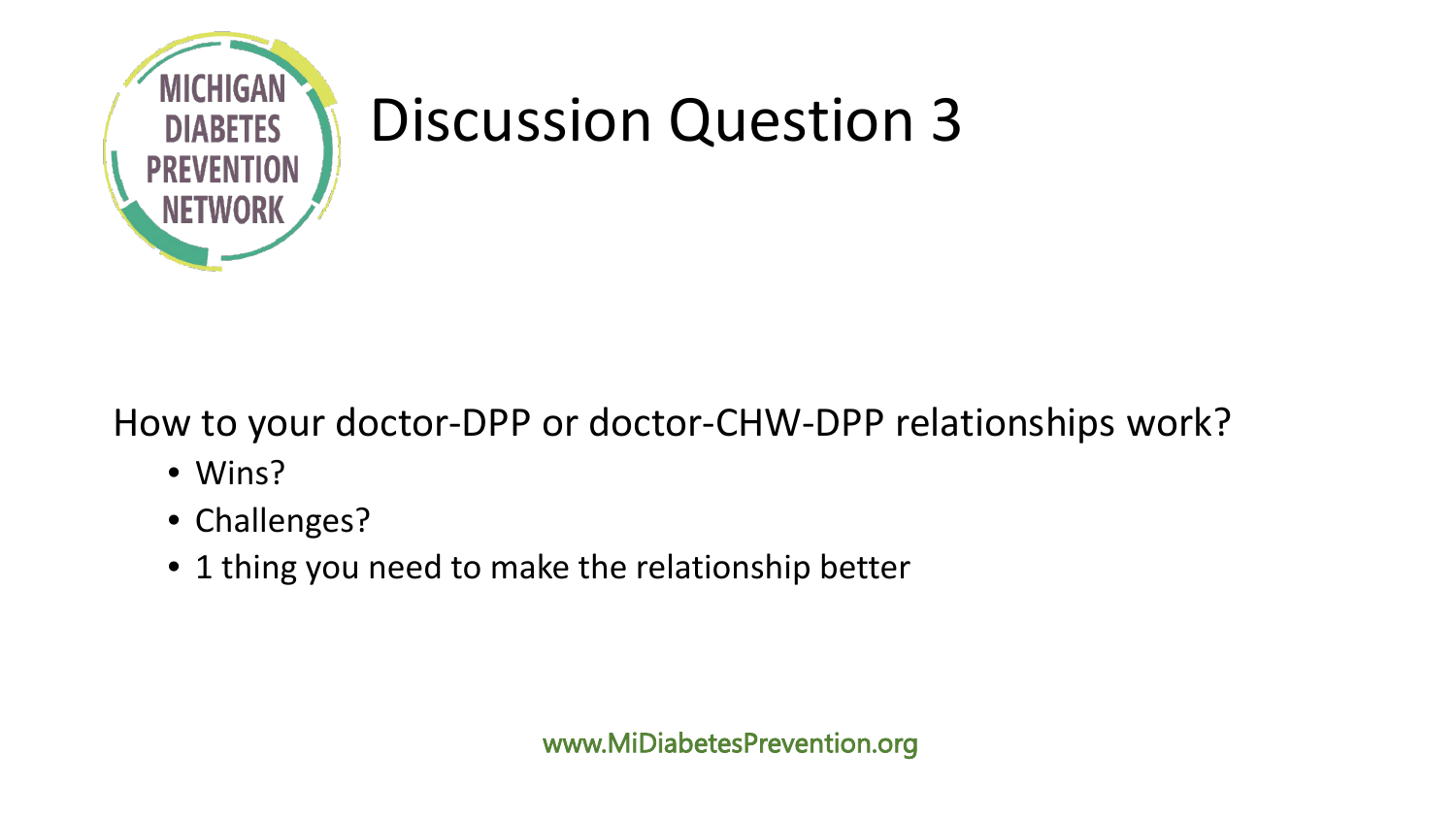# Discussion Question 3

How to your doctor-DPP or doctor-CHW-DPP relationships work?

- Wins?
- Challenges?
- 1 thing you need to make the relationship better

www.MiDiabetesPrevention.org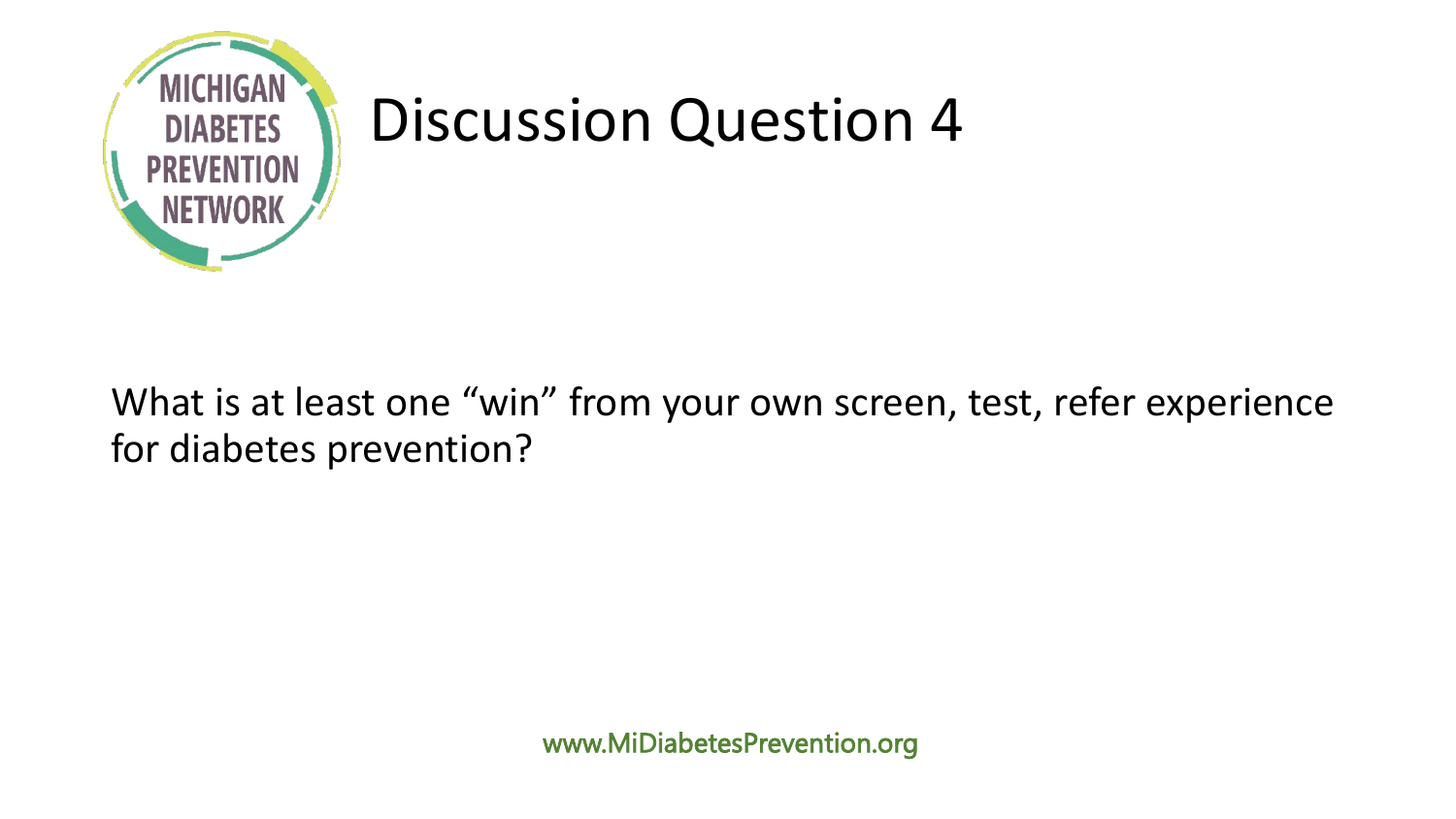# Discussion Question 4

What is at least one “win” from your own screen, test, refer experience for diabetes prevention?

www.MiDiabetesPrevention.org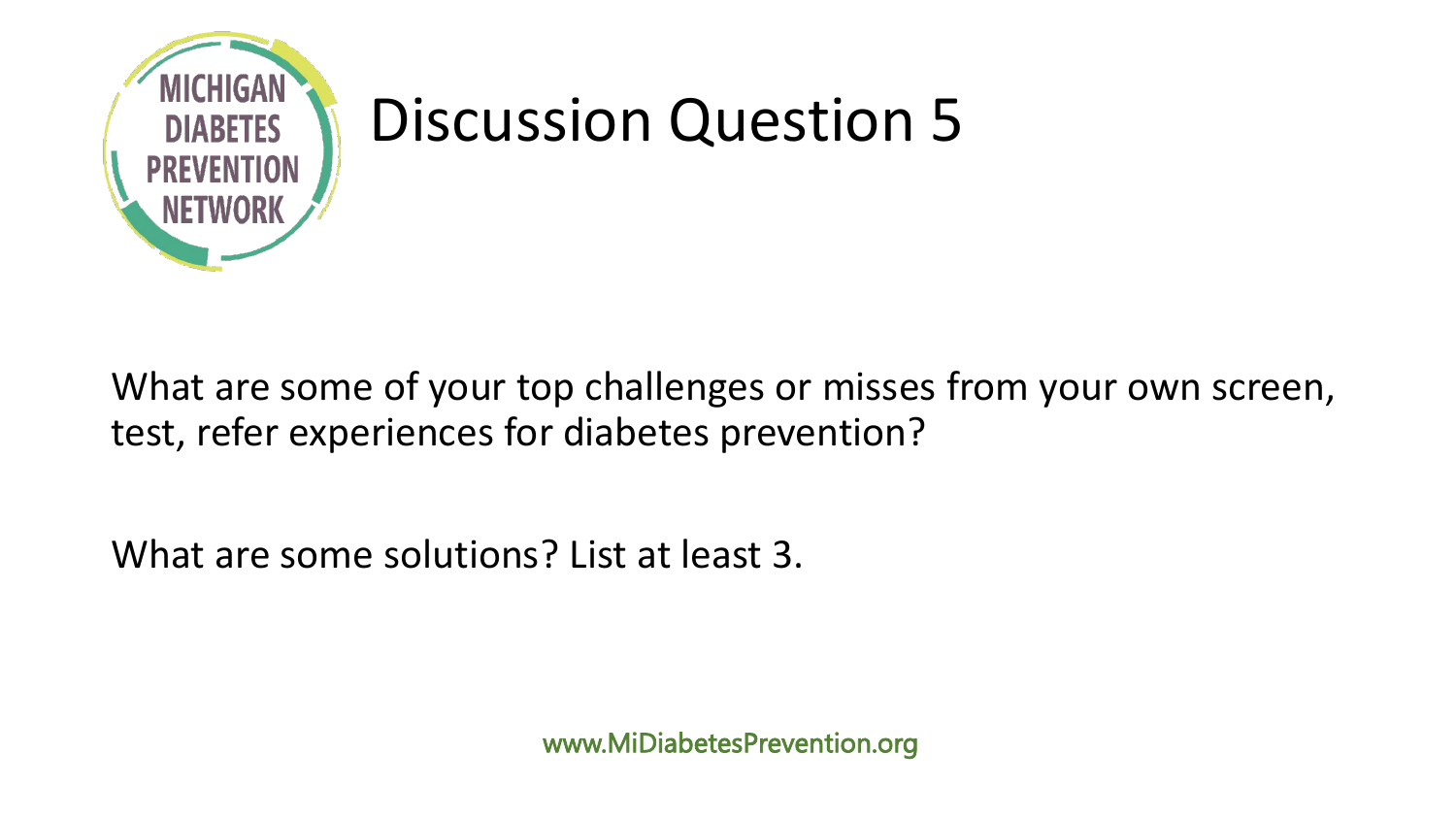# Discussion Question 5

What are some of your top challenges or misses from your own screen, test, refer experiences for diabetes prevention?

What are some solutions? List at least 3.

www.MiDiabetesPrevention.org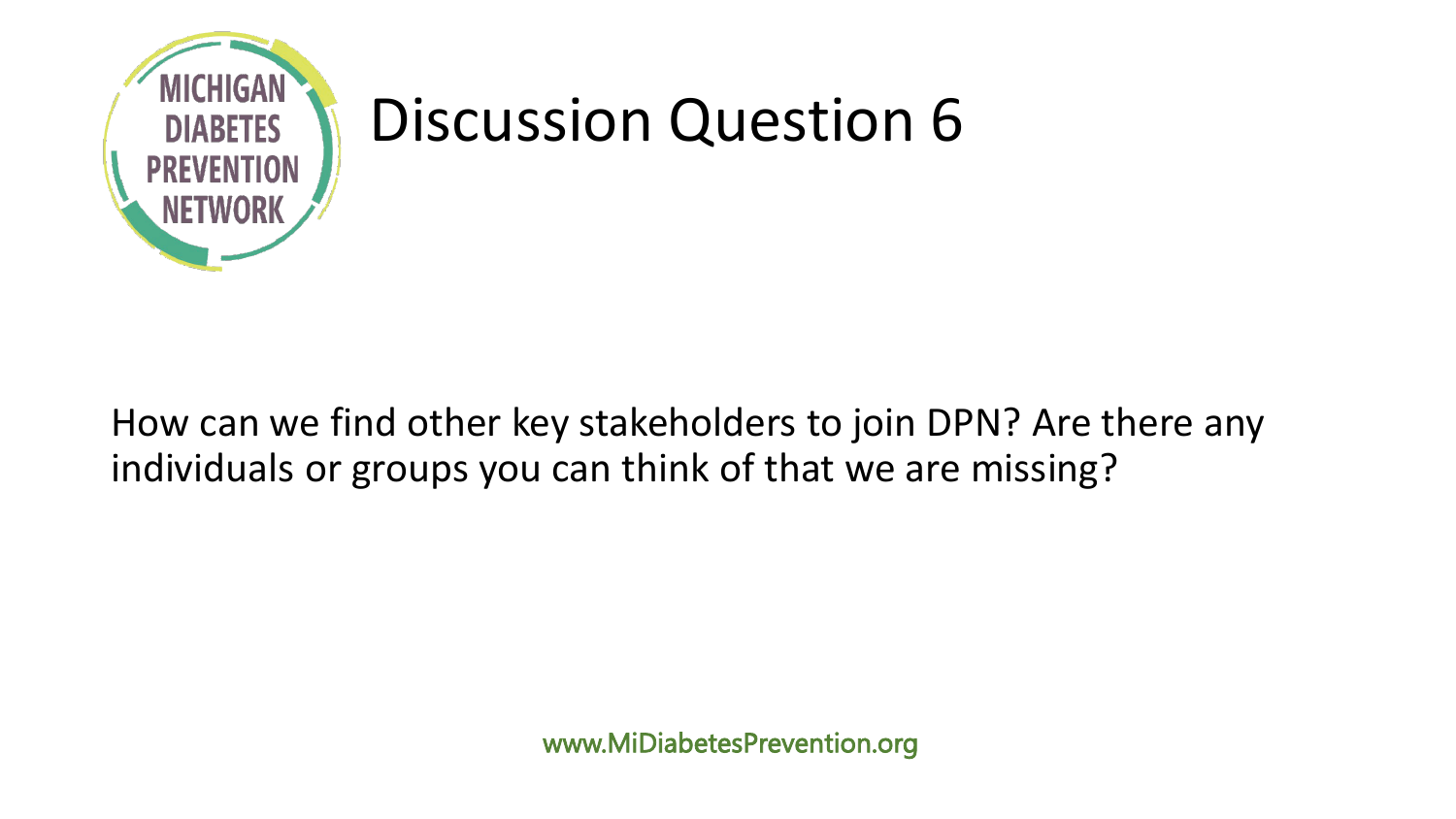# Discussion Question 6

How can we find other key stakeholders to join DPN? Are there any individuals or groups you can think of that we are missing?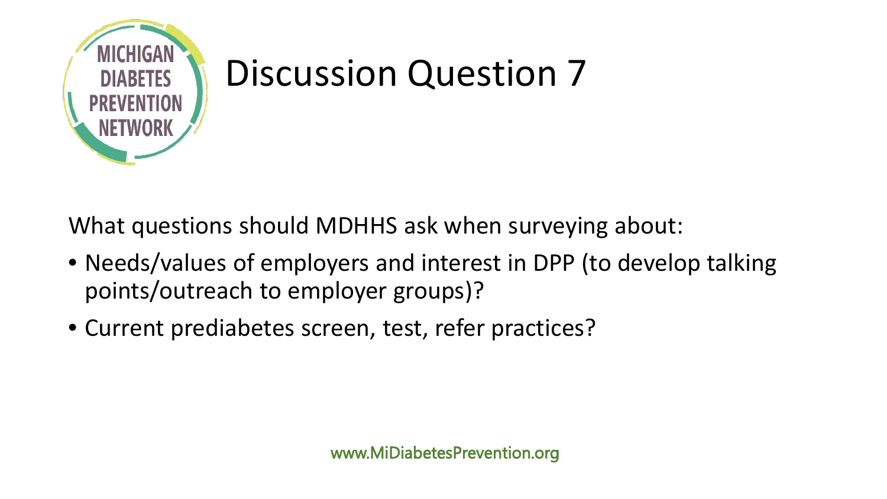# Discussion Question 7

What questions should MDHHS ask when surveying about:

- Needs/values of employers and interest in DPP (to develop talking points/outreach to employer groups)?
- Current prediabetes screen, test, refer practices?

www.MiDiabetesPrevention.org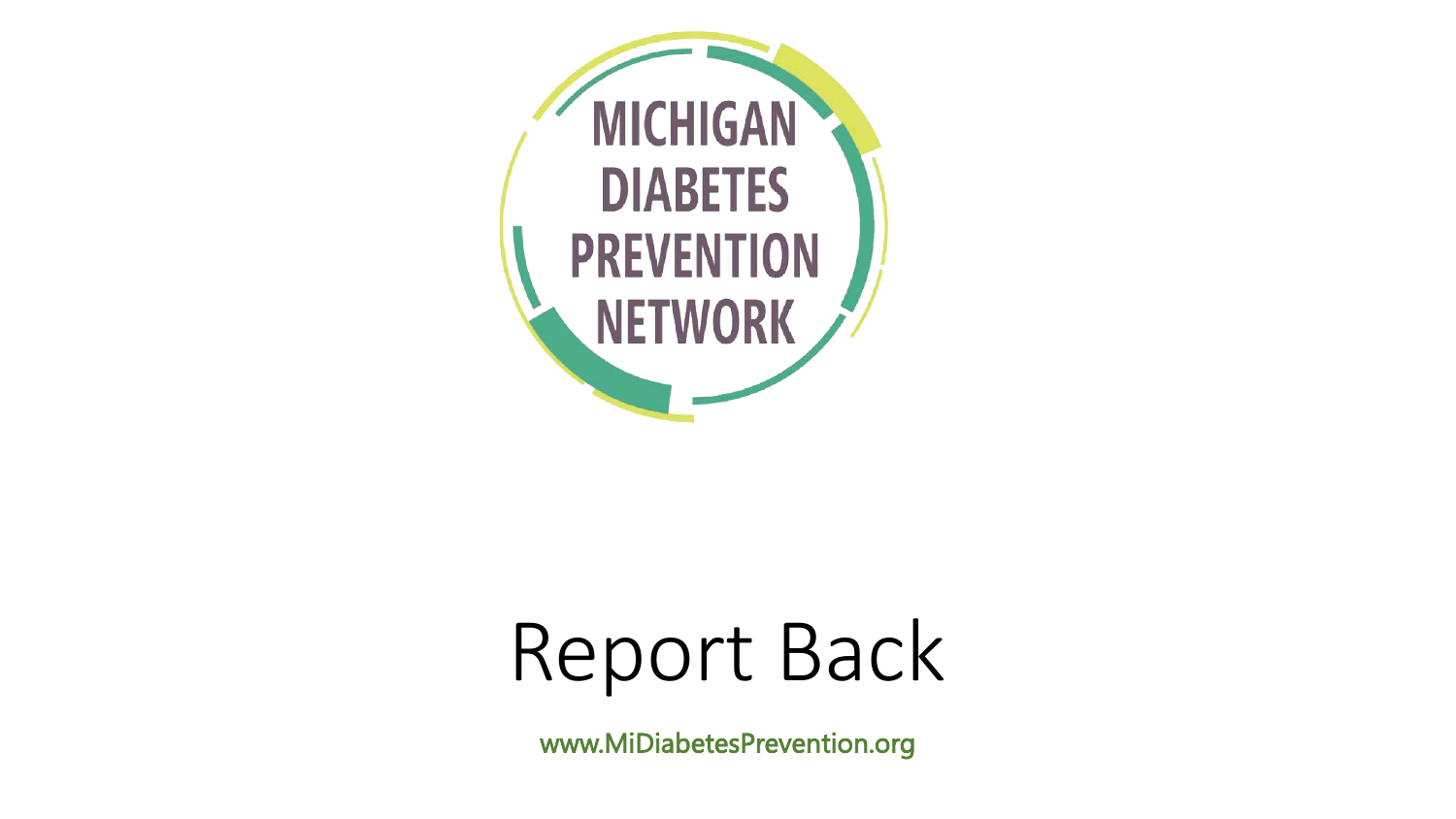MICHIGAN DIABETES PREVENTION NETWORK

# Report Back

www.MiDiabetesPrevention.org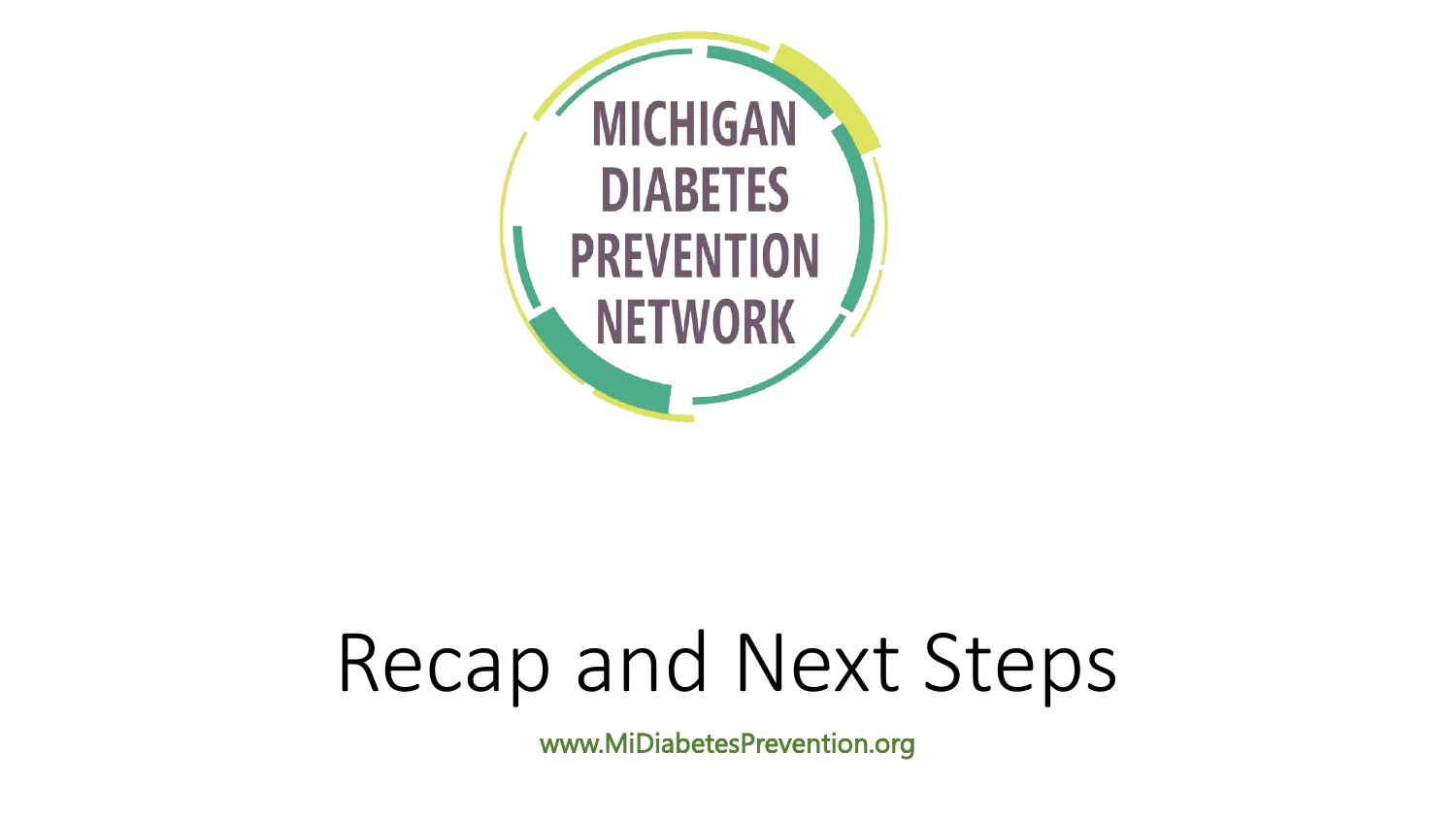MICHIGAN DIABETES PREVENTION NETWORK

# Recap and Next Steps

www.MiDiabetesPrevention.org